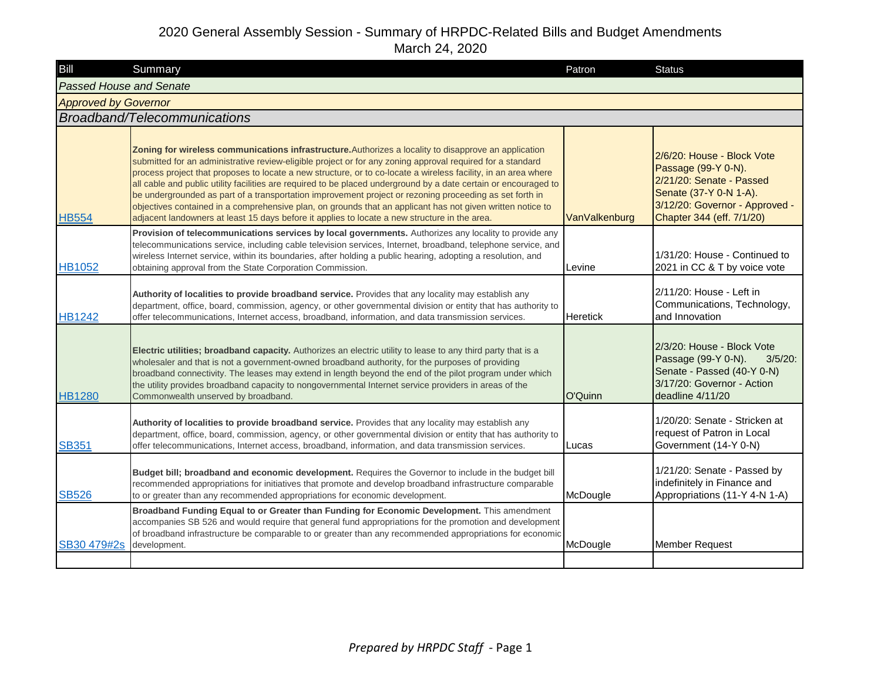# 2020 General Assembly Session - Summary of HRPDC-Related Bills and Budget Amendments

March 24, 2020

| Bill | Summary | Patron | Status |
|---|---|---|---|
| *Passed House and Senate* | | | |
| *Approved by Governor* | | | |
| *Broadband/Telecommunications* | | | |
| HB554 | **Zoning for wireless communications infrastructure.** Authorizes a locality to disapprove an application submitted for an administrative review-eligible project or for any zoning approval required for a standard process project that proposes to locate a new structure, or to co-locate a wireless facility, in an area where all cable and public utility facilities are required to be placed underground by a date certain or encouraged to be undergrounded as part of a transportation improvement project or rezoning proceeding as set forth in objectives contained in a comprehensive plan, on grounds that an applicant has not given written notice to adjacent landowners at least 15 days before it applies to locate a new structure in the area. | VanValkenburg | 2/6/20: House - Block Vote Passage (99-Y 0-N). 2/21/20: Senate - Passed Senate (37-Y 0-N 1-A). 3/12/20: Governor - Approved - Chapter 344 (eff. 7/1/20) |
| HB1052 | **Provision of telecommunications services by local governments.** Authorizes any locality to provide any telecommunications service, including cable television services, Internet, broadband, telephone service, and wireless Internet service, within its boundaries, after holding a public hearing, adopting a resolution, and obtaining approval from the State Corporation Commission. | Levine | 1/31/20: House - Continued to 2021 in CC & T by voice vote |
| HB1242 | **Authority of localities to provide broadband service.** Provides that any locality may establish any department, office, board, commission, agency, or other governmental division or entity that has authority to offer telecommunications, Internet access, broadband, information, and data transmission services. | Heretick | 2/11/20: House - Left in Communications, Technology, and Innovation |
| HB1280 | **Electric utilities; broadband capacity.** Authorizes an electric utility to lease to any third party that is a wholesaler and that is not a government-owned broadband authority, for the purposes of providing broadband connectivity. The leases may extend in length beyond the end of the pilot program under which the utility provides broadband capacity to nongovernmental Internet service providers in areas of the Commonwealth unserved by broadband. | O'Quinn | 2/3/20: House - Block Vote Passage (99-Y 0-N). 3/5/20: Senate - Passed (40-Y 0-N) 3/17/20: Governor - Action deadline 4/11/20 |
| SB351 | **Authority of localities to provide broadband service.** Provides that any locality may establish any department, office, board, commission, agency, or other governmental division or entity that has authority to offer telecommunications, Internet access, broadband, information, and data transmission services. | Lucas | 1/20/20: Senate - Stricken at request of Patron in Local Government (14-Y 0-N) |
| SB526 | **Budget bill; broadband and economic development.** Requires the Governor to include in the budget bill recommended appropriations for initiatives that promote and develop broadband infrastructure comparable to or greater than any recommended appropriations for economic development. | McDougle | 1/21/20: Senate - Passed by indefinitely in Finance and Appropriations (11-Y 4-N 1-A) |
| SB30 479#2s | **Broadband Funding Equal to or Greater than Funding for Economic Development.** This amendment accompanies SB 526 and would require that general fund appropriations for the promotion and development of broadband infrastructure be comparable to or greater than any recommended appropriations for economic development. | McDougle | Member Request |

*Prepared by HRPDC Staff*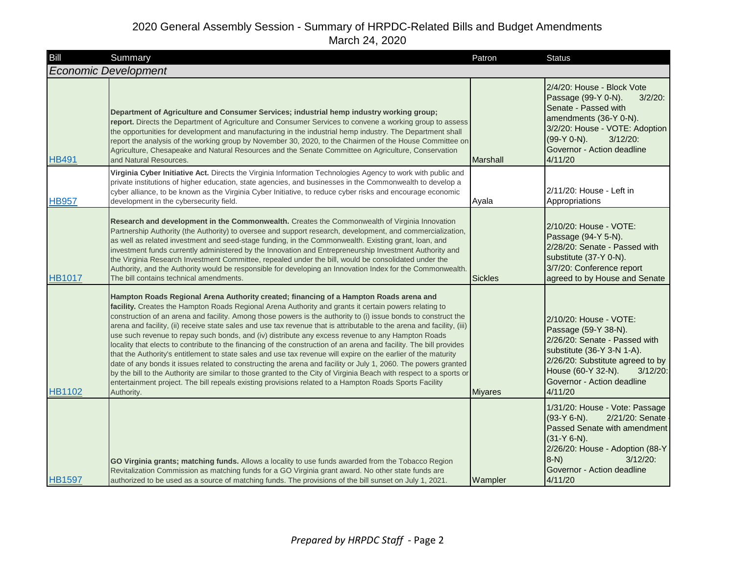# 2020 General Assembly Session - Summary of HRPDC-Related Bills and Budget Amendments

March 24, 2020

| Bill | Summary | Patron | Status |
|---|---|---|---|
| ***Economic Development*** | | | |
| HB491 | **Department of Agriculture and Consumer Services; industrial hemp industry working group; report.** Directs the Department of Agriculture and Consumer Services to convene a working group to assess the opportunities for development and manufacturing in the industrial hemp industry. The Department shall report the analysis of the working group by November 30, 2020, to the Chairmen of the House Committee on Agriculture, Chesapeake and Natural Resources and the Senate Committee on Agriculture, Conservation and Natural Resources. | Marshall | 2/4/20: House - Block Vote Passage (99-Y 0-N). 3/2/20: Senate - Passed with amendments (36-Y 0-N). 3/2/20: House - VOTE: Adoption (99-Y 0-N). 3/12/20: Governor - Action deadline 4/11/20 |
| HB957 | **Virginia Cyber Initiative Act.** Directs the Virginia Information Technologies Agency to work with public and private institutions of higher education, state agencies, and businesses in the Commonwealth to develop a cyber alliance, to be known as the Virginia Cyber Initiative, to reduce cyber risks and encourage economic development in the cybersecurity field. | Ayala | 2/11/20: House - Left in Appropriations |
| HB1017 | **Research and development in the Commonwealth.** Creates the Commonwealth of Virginia Innovation Partnership Authority (the Authority) to oversee and support research, development, and commercialization, as well as related investment and seed-stage funding, in the Commonwealth. Existing grant, loan, and investment funds currently administered by the Innovation and Entrepreneurship Investment Authority and the Virginia Research Investment Committee, repealed under the bill, would be consolidated under the Authority, and the Authority would be responsible for developing an Innovation Index for the Commonwealth. The bill contains technical amendments. | Sickles | 2/10/20: House - VOTE: Passage (94-Y 5-N). 2/28/20: Senate - Passed with substitute (37-Y 0-N). 3/7/20: Conference report agreed to by House and Senate |
| HB1102 | **Hampton Roads Regional Arena Authority created; financing of a Hampton Roads arena and facility.** Creates the Hampton Roads Regional Arena Authority and grants it certain powers relating to construction of an arena and facility. Among those powers is the authority to (i) issue bonds to construct the arena and facility, (ii) receive state sales and use tax revenue that is attributable to the arena and facility, (iii) use such revenue to repay such bonds, and (iv) distribute any excess revenue to any Hampton Roads locality that elects to contribute to the financing of the construction of an arena and facility. The bill provides that the Authority's entitlement to state sales and use tax revenue will expire on the earlier of the maturity date of any bonds it issues related to constructing the arena and facility or July 1, 2060. The powers granted by the bill to the Authority are similar to those granted to the City of Virginia Beach with respect to a sports or entertainment project. The bill repeals existing provisions related to a Hampton Roads Sports Facility Authority. | Miyares | 2/10/20: House - VOTE: Passage (59-Y 38-N). 2/26/20: Senate - Passed with substitute (36-Y 3-N 1-A). 2/26/20: Substitute agreed to by House (60-Y 32-N). 3/12/20: Governor - Action deadline 4/11/20 |
| HB1597 | **GO Virginia grants; matching funds.** Allows a locality to use funds awarded from the Tobacco Region Revitalization Commission as matching funds for a GO Virginia grant award. No other state funds are authorized to be used as a source of matching funds. The provisions of the bill sunset on July 1, 2021. | Wampler | 1/31/20: House - Vote: Passage (93-Y 6-N). 2/21/20: Senate - Passed Senate with amendment (31-Y 6-N). 2/26/20: House - Adoption (88-Y 8-N) 3/12/20: Governor - Action deadline 4/11/20 |

*Prepared by HRPDC Staff* - Page 2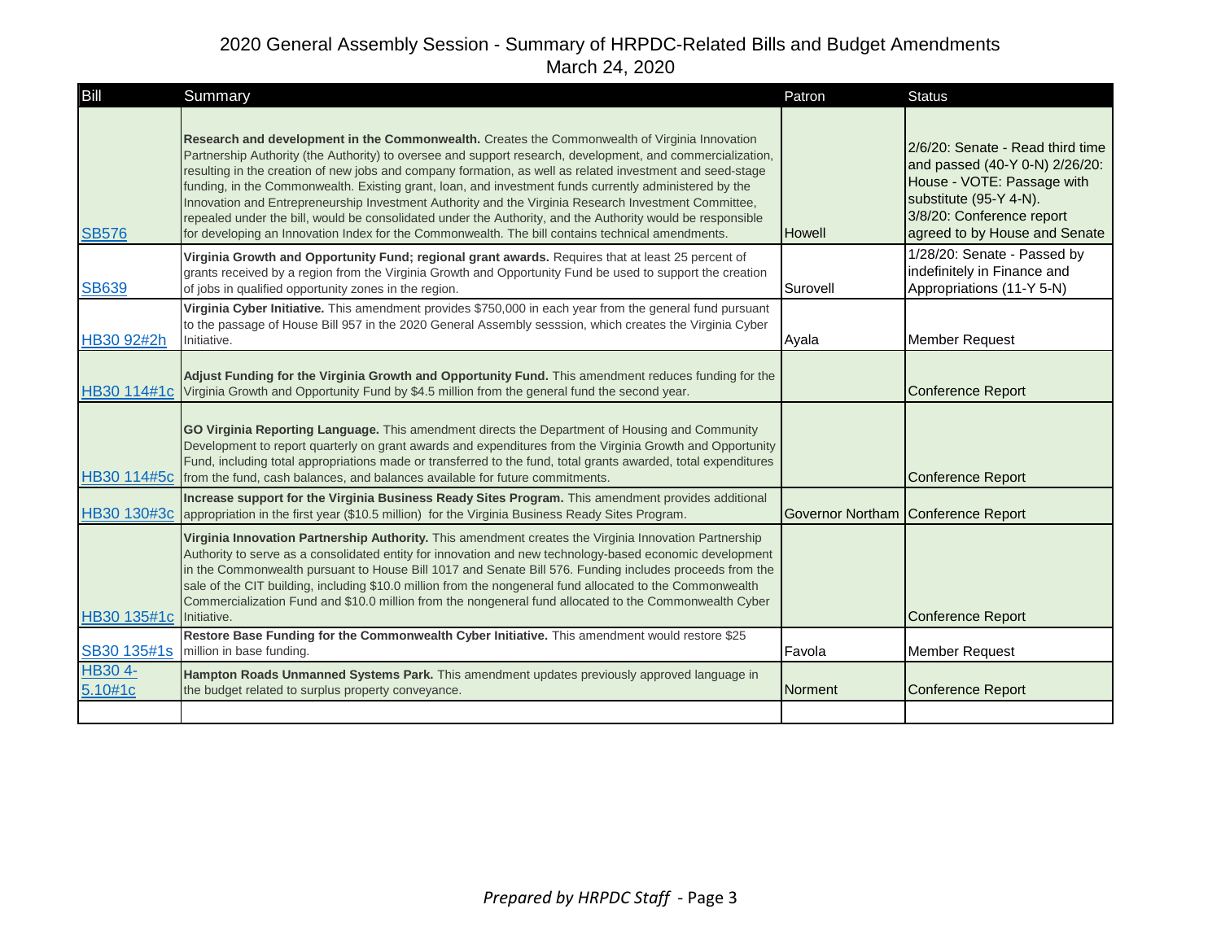# 2020 General Assembly Session - Summary of HRPDC-Related Bills and Budget Amendments

March 24, 2020

| Bill | Summary | Patron | Status |
|---|---|---|---|
| SB576 | **Research and development in the Commonwealth.** Creates the Commonwealth of Virginia Innovation Partnership Authority (the Authority) to oversee and support research, development, and commercialization, resulting in the creation of new jobs and company formation, as well as related investment and seed-stage funding, in the Commonwealth. Existing grant, loan, and investment funds currently administered by the Innovation and Entrepreneurship Investment Authority and the Virginia Research Investment Committee, repealed under the bill, would be consolidated under the Authority, and the Authority would be responsible for developing an Innovation Index for the Commonwealth. The bill contains technical amendments. | Howell | 2/6/20: Senate - Read third time and passed (40-Y 0-N) 2/26/20: House - VOTE: Passage with substitute (95-Y 4-N). 3/8/20: Conference report agreed to by House and Senate |
| SB639 | **Virginia Growth and Opportunity Fund; regional grant awards.** Requires that at least 25 percent of grants received by a region from the Virginia Growth and Opportunity Fund be used to support the creation of jobs in qualified opportunity zones in the region. | Surovell | 1/28/20: Senate - Passed by indefinitely in Finance and Appropriations (11-Y 5-N) |
| HB30 92#2h | **Virginia Cyber Initiative.** This amendment provides $750,000 in each year from the general fund pursuant to the passage of House Bill 957 in the 2020 General Assembly sesssion, which creates the Virginia Cyber Initiative. | Ayala | Member Request |
| HB30 114#1c | **Adjust Funding for the Virginia Growth and Opportunity Fund.** This amendment reduces funding for the Virginia Growth and Opportunity Fund by $4.5 million from the general fund the second year. | | Conference Report |
| HB30 114#5c | **GO Virginia Reporting Language.** This amendment directs the Department of Housing and Community Development to report quarterly on grant awards and expenditures from the Virginia Growth and Opportunity Fund, including total appropriations made or transferred to the fund, total grants awarded, total expenditures from the fund, cash balances, and balances available for future commitments. | | Conference Report |
| HB30 130#3c | **Increase support for the Virginia Business Ready Sites Program.** This amendment provides additional appropriation in the first year ($10.5 million) for the Virginia Business Ready Sites Program. | Governor Northam | Conference Report |
| HB30 135#1c | **Virginia Innovation Partnership Authority.** This amendment creates the Virginia Innovation Partnership Authority to serve as a consolidated entity for innovation and new technology-based economic development in the Commonwealth pursuant to House Bill 1017 and Senate Bill 576. Funding includes proceeds from the sale of the CIT building, including $10.0 million from the nongeneral fund allocated to the Commonwealth Commercialization Fund and $10.0 million from the nongeneral fund allocated to the Commonwealth Cyber Initiative. | | Conference Report |
| SB30 135#1s | **Restore Base Funding for the Commonwealth Cyber Initiative.** This amendment would restore $25 million in base funding. | Favola | Member Request |
| HB30 4-5.10#1c | **Hampton Roads Unmanned Systems Park.** This amendment updates previously approved language in the budget related to surplus property conveyance. | Norment | Conference Report |
| | | | |

*Prepared by HRPDC Staff*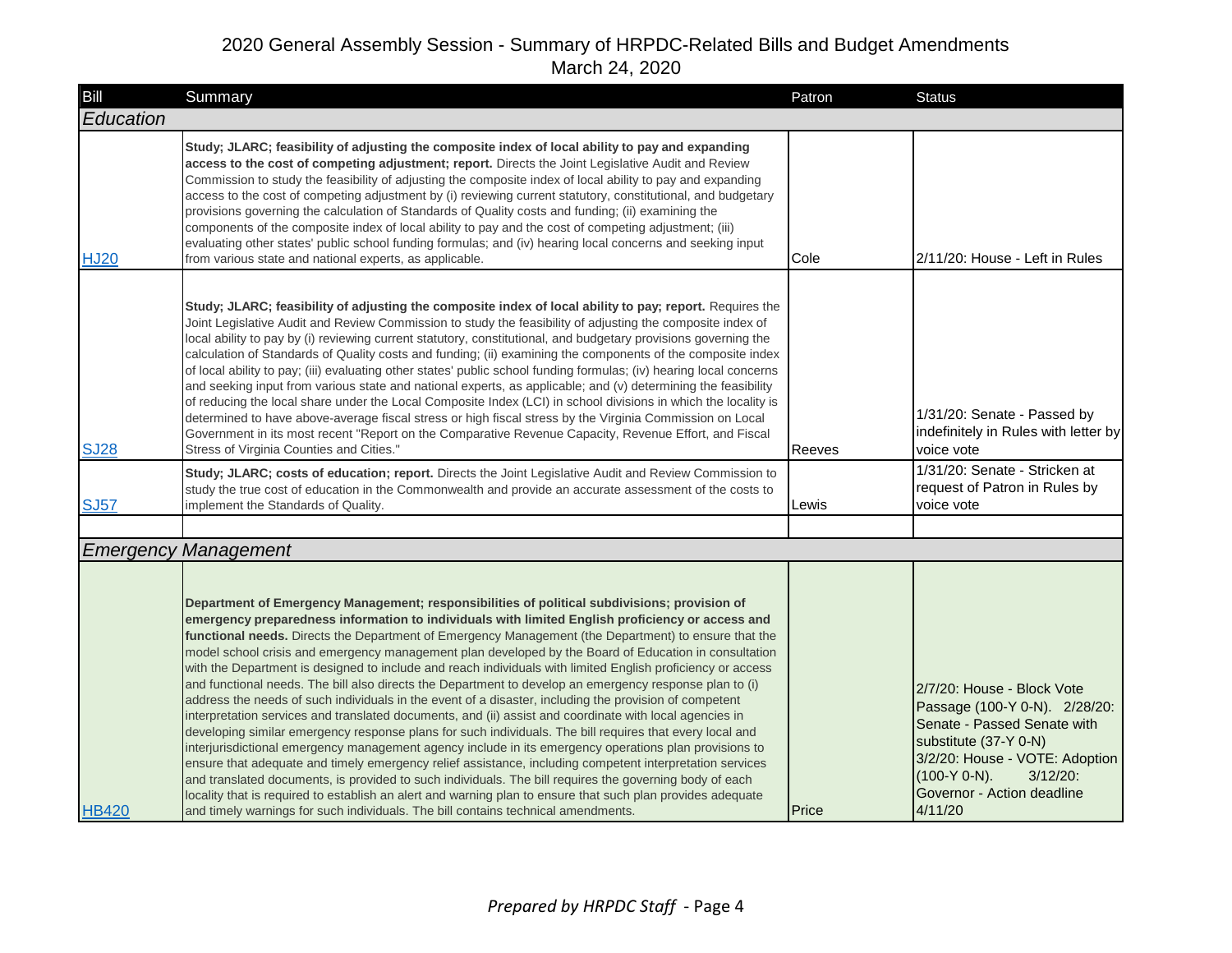# 2020 General Assembly Session - Summary of HRPDC-Related Bills and Budget Amendments

March 24, 2020

| Bill | Summary | Patron | Status |
|---|---|---|---|
| ***Education*** | | | |
| HJ20 | **Study; JLARC; feasibility of adjusting the composite index of local ability to pay and expanding access to the cost of competing adjustment; report.** Directs the Joint Legislative Audit and Review Commission to study the feasibility of adjusting the composite index of local ability to pay and expanding access to the cost of competing adjustment by (i) reviewing current statutory, constitutional, and budgetary provisions governing the calculation of Standards of Quality costs and funding; (ii) examining the components of the composite index of local ability to pay and the cost of competing adjustment; (iii) evaluating other states' public school funding formulas; and (iv) hearing local concerns and seeking input from various state and national experts, as applicable. | Cole | 2/11/20: House - Left in Rules |
| SJ28 | **Study; JLARC; feasibility of adjusting the composite index of local ability to pay; report.** Requires the Joint Legislative Audit and Review Commission to study the feasibility of adjusting the composite index of local ability to pay by (i) reviewing current statutory, constitutional, and budgetary provisions governing the calculation of Standards of Quality costs and funding; (ii) examining the components of the composite index of local ability to pay; (iii) evaluating other states' public school funding formulas; (iv) hearing local concerns and seeking input from various state and national experts, as applicable; and (v) determining the feasibility of reducing the local share under the Local Composite Index (LCI) in school divisions in which the locality is determined to have above-average fiscal stress or high fiscal stress by the Virginia Commission on Local Government in its most recent "Report on the Comparative Revenue Capacity, Revenue Effort, and Fiscal Stress of Virginia Counties and Cities." | Reeves | 1/31/20: Senate - Passed by indefinitely in Rules with letter by voice vote |
| SJ57 | **Study; JLARC; costs of education; report.** Directs the Joint Legislative Audit and Review Commission to study the true cost of education in the Commonwealth and provide an accurate assessment of the costs to implement the Standards of Quality. | Lewis | 1/31/20: Senate - Stricken at request of Patron in Rules by voice vote |
| | | | |
| ***Emergency Management*** | | | |
| HB420 | **Department of Emergency Management; responsibilities of political subdivisions; provision of emergency preparedness information to individuals with limited English proficiency or access and functional needs.** Directs the Department of Emergency Management (the Department) to ensure that the model school crisis and emergency management plan developed by the Board of Education in consultation with the Department is designed to include and reach individuals with limited English proficiency or access and functional needs. The bill also directs the Department to develop an emergency response plan to (i) address the needs of such individuals in the event of a disaster, including the provision of competent interpretation services and translated documents, and (ii) assist and coordinate with local agencies in developing similar emergency response plans for such individuals. The bill requires that every local and interjurisdictional emergency management agency include in its emergency operations plan provisions to ensure that adequate and timely emergency relief assistance, including competent interpretation services and translated documents, is provided to such individuals. The bill requires the governing body of each locality that is required to establish an alert and warning plan to ensure that such plan provides adequate and timely warnings for such individuals. The bill contains technical amendments. | Price | 2/7/20: House - Block Vote Passage (100-Y 0-N). 2/28/20: Senate - Passed Senate with substitute (37-Y 0-N) 3/2/20: House - VOTE: Adoption (100-Y 0-N). 3/12/20: Governor - Action deadline 4/11/20 |

*Prepared by HRPDC Staff*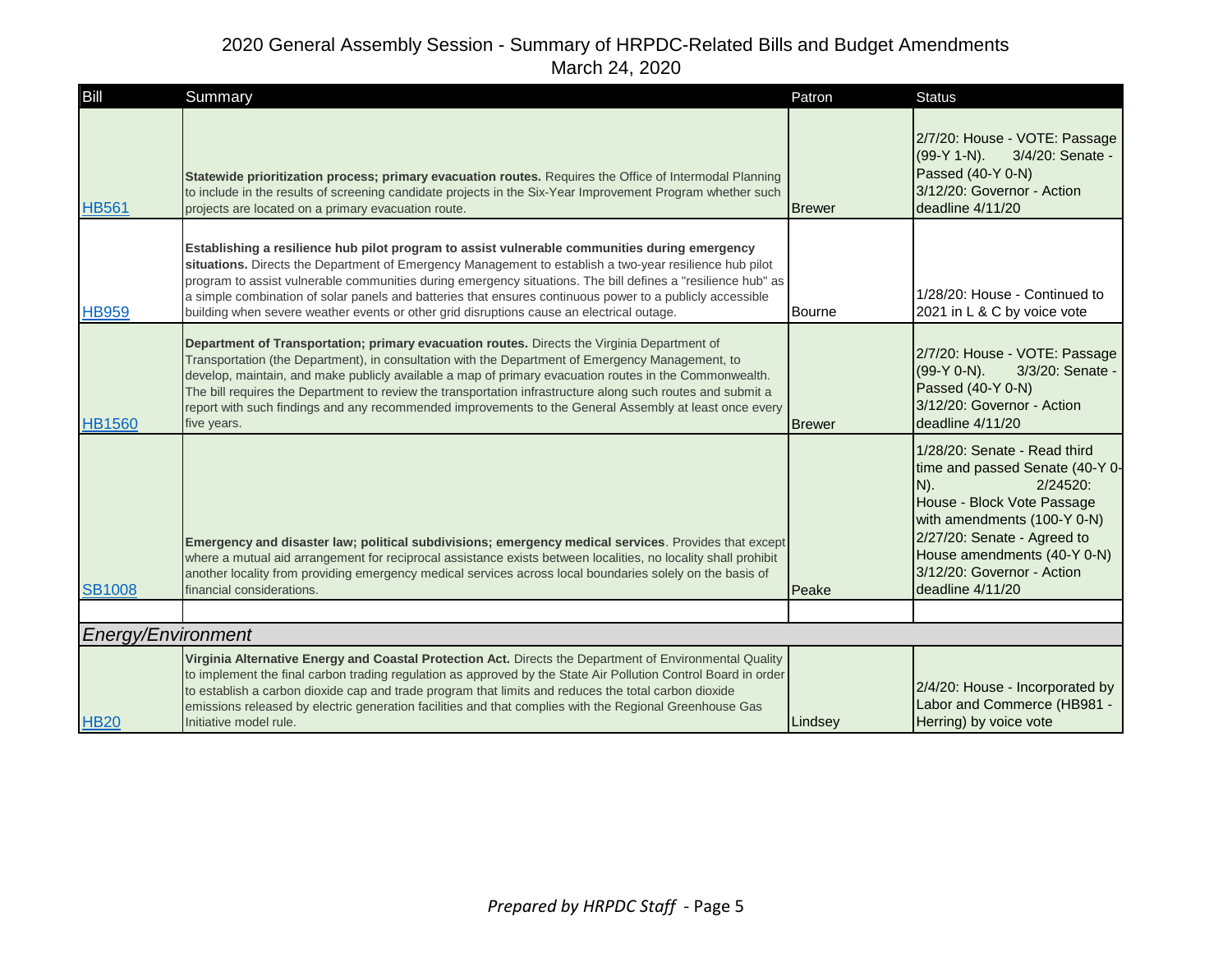# 2020 General Assembly Session - Summary of HRPDC-Related Bills and Budget Amendments
March 24, 2020

| Bill | Summary | Patron | Status |
|---|---|---|---|
| HB561 | **Statewide prioritization process; primary evacuation routes.** Requires the Office of Intermodal Planning to include in the results of screening candidate projects in the Six-Year Improvement Program whether such projects are located on a primary evacuation route. | Brewer | 2/7/20: House - VOTE: Passage (99-Y 1-N). 3/4/20: Senate - Passed (40-Y 0-N) 3/12/20: Governor - Action deadline 4/11/20 |
| HB959 | **Establishing a resilience hub pilot program to assist vulnerable communities during emergency situations.** Directs the Department of Emergency Management to establish a two-year resilience hub pilot program to assist vulnerable communities during emergency situations. The bill defines a "resilience hub" as a simple combination of solar panels and batteries that ensures continuous power to a publicly accessible building when severe weather events or other grid disruptions cause an electrical outage. | Bourne | 1/28/20: House - Continued to 2021 in L & C by voice vote |
| HB1560 | **Department of Transportation; primary evacuation routes.** Directs the Virginia Department of Transportation (the Department), in consultation with the Department of Emergency Management, to develop, maintain, and make publicly available a map of primary evacuation routes in the Commonwealth. The bill requires the Department to review the transportation infrastructure along such routes and submit a report with such findings and any recommended improvements to the General Assembly at least once every five years. | Brewer | 2/7/20: House - VOTE: Passage (99-Y 0-N). 3/3/20: Senate - Passed (40-Y 0-N) 3/12/20: Governor - Action deadline 4/11/20 |
| SB1008 | **Emergency and disaster law; political subdivisions; emergency medical services**. Provides that except where a mutual aid arrangement for reciprocal assistance exists between localities, no locality shall prohibit another locality from providing emergency medical services across local boundaries solely on the basis of financial considerations. | Peake | 1/28/20: Senate - Read third time and passed Senate (40-Y 0-N). 2/24520: House - Block Vote Passage with amendments (100-Y 0-N) 2/27/20: Senate - Agreed to House amendments (40-Y 0-N) 3/12/20: Governor - Action deadline 4/11/20 |
| | | | |
| ***Energy/Environment*** | | | |
| HB20 | **Virginia Alternative Energy and Coastal Protection Act.** Directs the Department of Environmental Quality to implement the final carbon trading regulation as approved by the State Air Pollution Control Board in order to establish a carbon dioxide cap and trade program that limits and reduces the total carbon dioxide emissions released by electric generation facilities and that complies with the Regional Greenhouse Gas Initiative model rule. | Lindsey | 2/4/20: House - Incorporated by Labor and Commerce (HB981 - Herring) by voice vote |

*Prepared by HRPDC Staff* - Page 5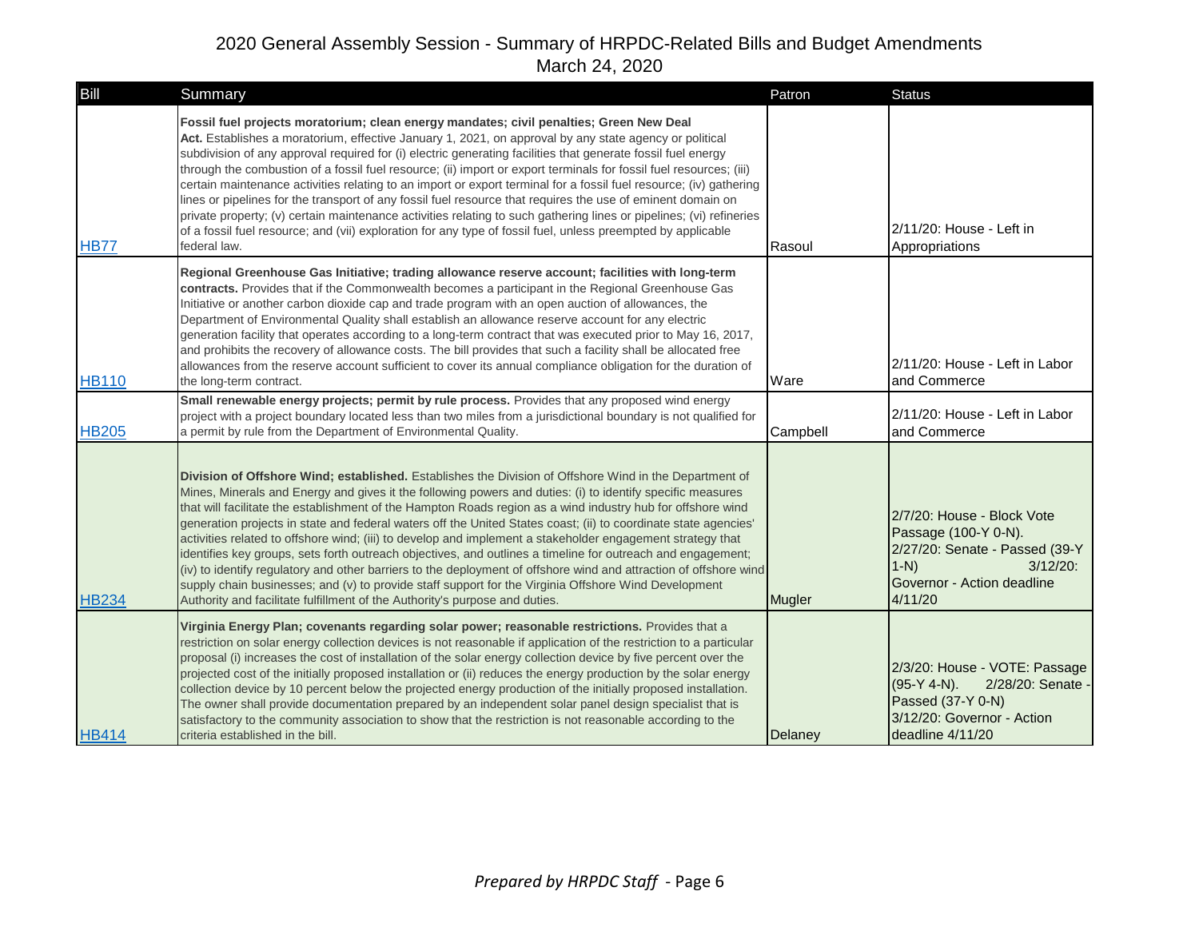# 2020 General Assembly Session - Summary of HRPDC-Related Bills and Budget Amendments

March 24, 2020

| Bill | Summary | Patron | Status |
|---|---|---|---|
| HB77 | **Fossil fuel projects moratorium; clean energy mandates; civil penalties; Green New Deal Act.** Establishes a moratorium, effective January 1, 2021, on approval by any state agency or political subdivision of any approval required for (i) electric generating facilities that generate fossil fuel energy through the combustion of a fossil fuel resource; (ii) import or export terminals for fossil fuel resources; (iii) certain maintenance activities relating to an import or export terminal for a fossil fuel resource; (iv) gathering lines or pipelines for the transport of any fossil fuel resource that requires the use of eminent domain on private property; (v) certain maintenance activities relating to such gathering lines or pipelines; (vi) refineries of a fossil fuel resource; and (vii) exploration for any type of fossil fuel, unless preempted by applicable federal law. | Rasoul | 2/11/20: House - Left in Appropriations |
| HB110 | **Regional Greenhouse Gas Initiative; trading allowance reserve account; facilities with long-term contracts.** Provides that if the Commonwealth becomes a participant in the Regional Greenhouse Gas Initiative or another carbon dioxide cap and trade program with an open auction of allowances, the Department of Environmental Quality shall establish an allowance reserve account for any electric generation facility that operates according to a long-term contract that was executed prior to May 16, 2017, and prohibits the recovery of allowance costs. The bill provides that such a facility shall be allocated free allowances from the reserve account sufficient to cover its annual compliance obligation for the duration of the long-term contract. | Ware | 2/11/20: House - Left in Labor and Commerce |
| HB205 | **Small renewable energy projects; permit by rule process.** Provides that any proposed wind energy project with a project boundary located less than two miles from a jurisdictional boundary is not qualified for a permit by rule from the Department of Environmental Quality. | Campbell | 2/11/20: House - Left in Labor and Commerce |
| HB234 | **Division of Offshore Wind; established.** Establishes the Division of Offshore Wind in the Department of Mines, Minerals and Energy and gives it the following powers and duties: (i) to identify specific measures that will facilitate the establishment of the Hampton Roads region as a wind industry hub for offshore wind generation projects in state and federal waters off the United States coast; (ii) to coordinate state agencies' activities related to offshore wind; (iii) to develop and implement a stakeholder engagement strategy that identifies key groups, sets forth outreach objectives, and outlines a timeline for outreach and engagement; (iv) to identify regulatory and other barriers to the deployment of offshore wind and attraction of offshore wind supply chain businesses; and (v) to provide staff support for the Virginia Offshore Wind Development Authority and facilitate fulfillment of the Authority's purpose and duties. | Mugler | 2/7/20: House - Block Vote Passage (100-Y 0-N). 2/27/20: Senate - Passed (39-Y 1-N) 3/12/20: Governor - Action deadline 4/11/20 |
| HB414 | **Virginia Energy Plan; covenants regarding solar power; reasonable restrictions.** Provides that a restriction on solar energy collection devices is not reasonable if application of the restriction to a particular proposal (i) increases the cost of installation of the solar energy collection device by five percent over the projected cost of the initially proposed installation or (ii) reduces the energy production by the solar energy collection device by 10 percent below the projected energy production of the initially proposed installation. The owner shall provide documentation prepared by an independent solar panel design specialist that is satisfactory to the community association to show that the restriction is not reasonable according to the criteria established in the bill. | Delaney | 2/3/20: House - VOTE: Passage (95-Y 4-N). 2/28/20: Senate - Passed (37-Y 0-N) 3/12/20: Governor - Action deadline 4/11/20 |

*Prepared by HRPDC Staff* - Page 6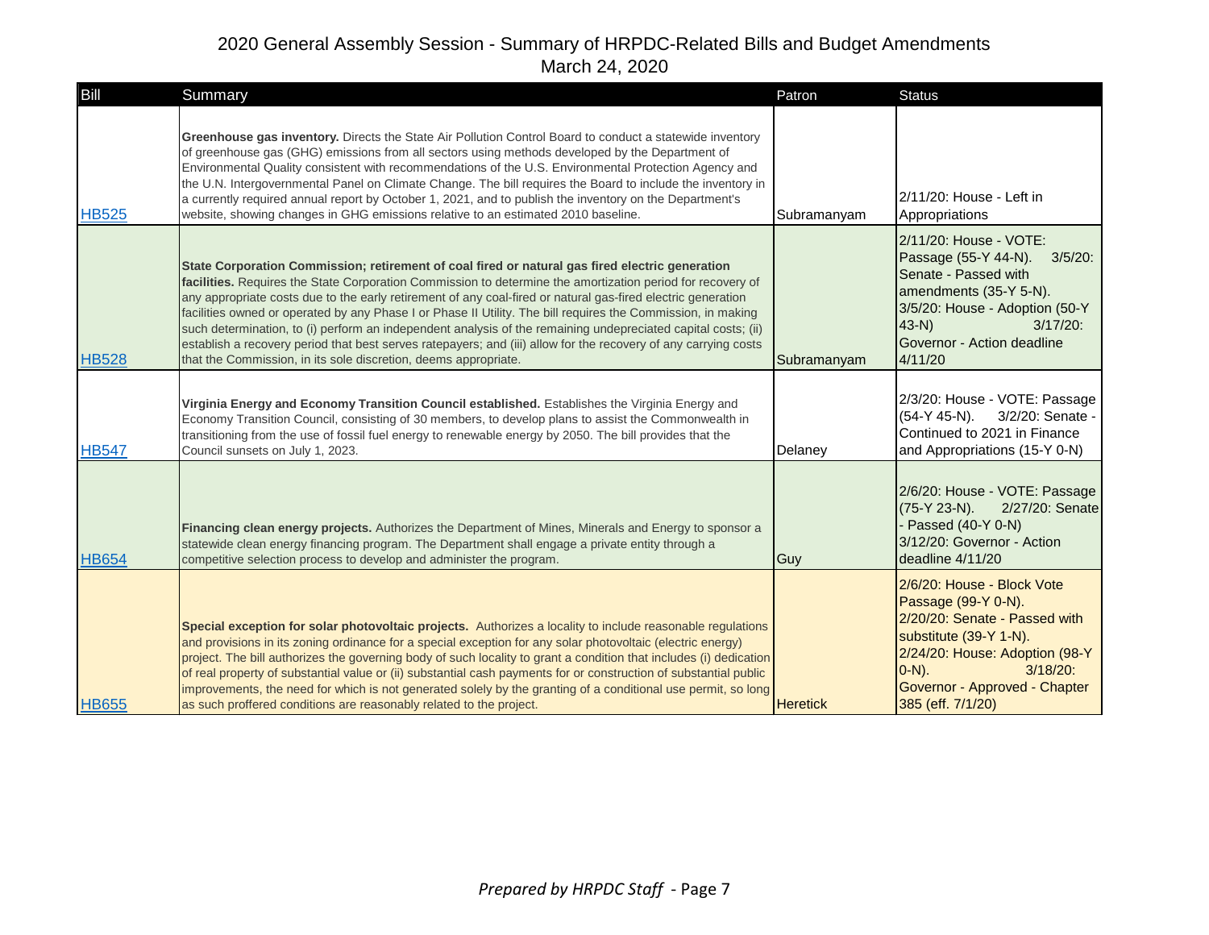# 2020 General Assembly Session - Summary of HRPDC-Related Bills and Budget Amendments
March 24, 2020

| Bill | Summary | Patron | Status |
|---|---|---|---|
| HB525 | **Greenhouse gas inventory.** Directs the State Air Pollution Control Board to conduct a statewide inventory of greenhouse gas (GHG) emissions from all sectors using methods developed by the Department of Environmental Quality consistent with recommendations of the U.S. Environmental Protection Agency and the U.N. Intergovernmental Panel on Climate Change. The bill requires the Board to include the inventory in a currently required annual report by October 1, 2021, and to publish the inventory on the Department's website, showing changes in GHG emissions relative to an estimated 2010 baseline. | Subramanyam | 2/11/20: House - Left in Appropriations |
| HB528 | **State Corporation Commission; retirement of coal fired or natural gas fired electric generation facilities.** Requires the State Corporation Commission to determine the amortization period for recovery of any appropriate costs due to the early retirement of any coal-fired or natural gas-fired electric generation facilities owned or operated by any Phase I or Phase II Utility. The bill requires the Commission, in making such determination, to (i) perform an independent analysis of the remaining undepreciated capital costs; (ii) establish a recovery period that best serves ratepayers; and (iii) allow for the recovery of any carrying costs that the Commission, in its sole discretion, deems appropriate. | Subramanyam | 2/11/20: House - VOTE: Passage (55-Y 44-N). 3/5/20: Senate - Passed with amendments (35-Y 5-N). 3/5/20: House - Adoption (50-Y 43-N) 3/17/20: Governor - Action deadline 4/11/20 |
| HB547 | **Virginia Energy and Economy Transition Council established.** Establishes the Virginia Energy and Economy Transition Council, consisting of 30 members, to develop plans to assist the Commonwealth in transitioning from the use of fossil fuel energy to renewable energy by 2050. The bill provides that the Council sunsets on July 1, 2023. | Delaney | 2/3/20: House - VOTE: Passage (54-Y 45-N). 3/2/20: Senate - Continued to 2021 in Finance and Appropriations (15-Y 0-N) |
| HB654 | **Financing clean energy projects.** Authorizes the Department of Mines, Minerals and Energy to sponsor a statewide clean energy financing program. The Department shall engage a private entity through a competitive selection process to develop and administer the program. | Guy | 2/6/20: House - VOTE: Passage (75-Y 23-N). 2/27/20: Senate - Passed (40-Y 0-N) 3/12/20: Governor - Action deadline 4/11/20 |
| HB655 | **Special exception for solar photovoltaic projects.** Authorizes a locality to include reasonable regulations and provisions in its zoning ordinance for a special exception for any solar photovoltaic (electric energy) project. The bill authorizes the governing body of such locality to grant a condition that includes (i) dedication of real property of substantial value or (ii) substantial cash payments for or construction of substantial public improvements, the need for which is not generated solely by the granting of a conditional use permit, so long as such proffered conditions are reasonably related to the project. | Heretick | 2/6/20: House - Block Vote Passage (99-Y 0-N). 2/20/20: Senate - Passed with substitute (39-Y 1-N). 2/24/20: House: Adoption (98-Y 0-N). 3/18/20: Governor - Approved - Chapter 385 (eff. 7/1/20) |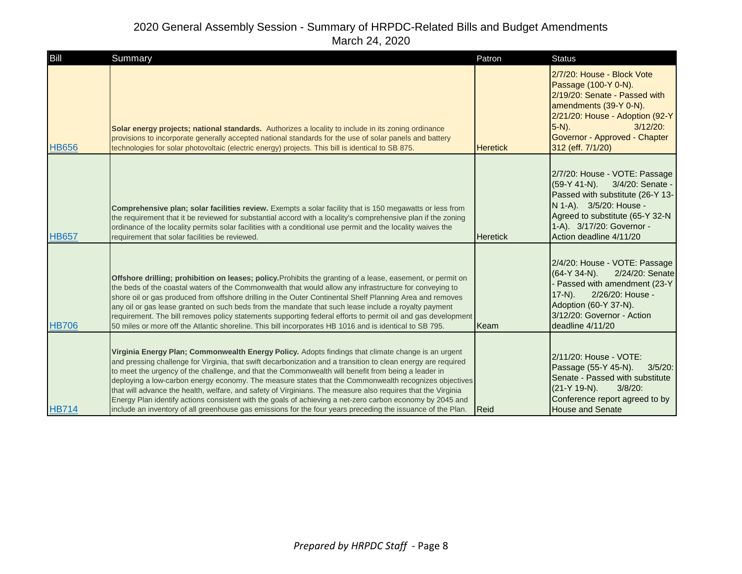# 2020 General Assembly Session - Summary of HRPDC-Related Bills and Budget Amendments
March 24, 2020

| Bill | Summary | Patron | Status |
|---|---|---|---|
| HB656 | **Solar energy projects; national standards.** Authorizes a locality to include in its zoning ordinance provisions to incorporate generally accepted national standards for the use of solar panels and battery technologies for solar photovoltaic (electric energy) projects. This bill is identical to SB 875. | Heretick | 2/7/20: House - Block Vote Passage (100-Y 0-N). 2/19/20: Senate - Passed with amendments (39-Y 0-N). 2/21/20: House - Adoption (92-Y 5-N). 3/12/20: Governor - Approved - Chapter 312 (eff. 7/1/20) |
| HB657 | **Comprehensive plan; solar facilities review.** Exempts a solar facility that is 150 megawatts or less from the requirement that it be reviewed for substantial accord with a locality's comprehensive plan if the zoning ordinance of the locality permits solar facilities with a conditional use permit and the locality waives the requirement that solar facilities be reviewed. | Heretick | 2/7/20: House - VOTE: Passage (59-Y 41-N). 3/4/20: Senate - Passed with substitute (26-Y 13-N 1-A). 3/5/20: House - Agreed to substitute (65-Y 32-N 1-A). 3/17/20: Governor - Action deadline 4/11/20 |
| HB706 | **Offshore drilling; prohibition on leases; policy.** Prohibits the granting of a lease, easement, or permit on the beds of the coastal waters of the Commonwealth that would allow any infrastructure for conveying to shore oil or gas produced from offshore drilling in the Outer Continental Shelf Planning Area and removes any oil or gas lease granted on such beds from the mandate that such lease include a royalty payment requirement. The bill removes policy statements supporting federal efforts to permit oil and gas development 50 miles or more off the Atlantic shoreline. This bill incorporates HB 1016 and is identical to SB 795. | Keam | 2/4/20: House - VOTE: Passage (64-Y 34-N). 2/24/20: Senate - Passed with amendment (23-Y 17-N). 2/26/20: House - Adoption (60-Y 37-N). 3/12/20: Governor - Action deadline 4/11/20 |
| HB714 | **Virginia Energy Plan; Commonwealth Energy Policy.** Adopts findings that climate change is an urgent and pressing challenge for Virginia, that swift decarbonization and a transition to clean energy are required to meet the urgency of the challenge, and that the Commonwealth will benefit from being a leader in deploying a low-carbon energy economy. The measure states that the Commonwealth recognizes objectives that will advance the health, welfare, and safety of Virginians. The measure also requires that the Virginia Energy Plan identify actions consistent with the goals of achieving a net-zero carbon economy by 2045 and include an inventory of all greenhouse gas emissions for the four years preceding the issuance of the Plan. | Reid | 2/11/20: House - VOTE: Passage (55-Y 45-N). 3/5/20: Senate - Passed with substitute (21-Y 19-N). 3/8/20: Conference report agreed to by House and Senate |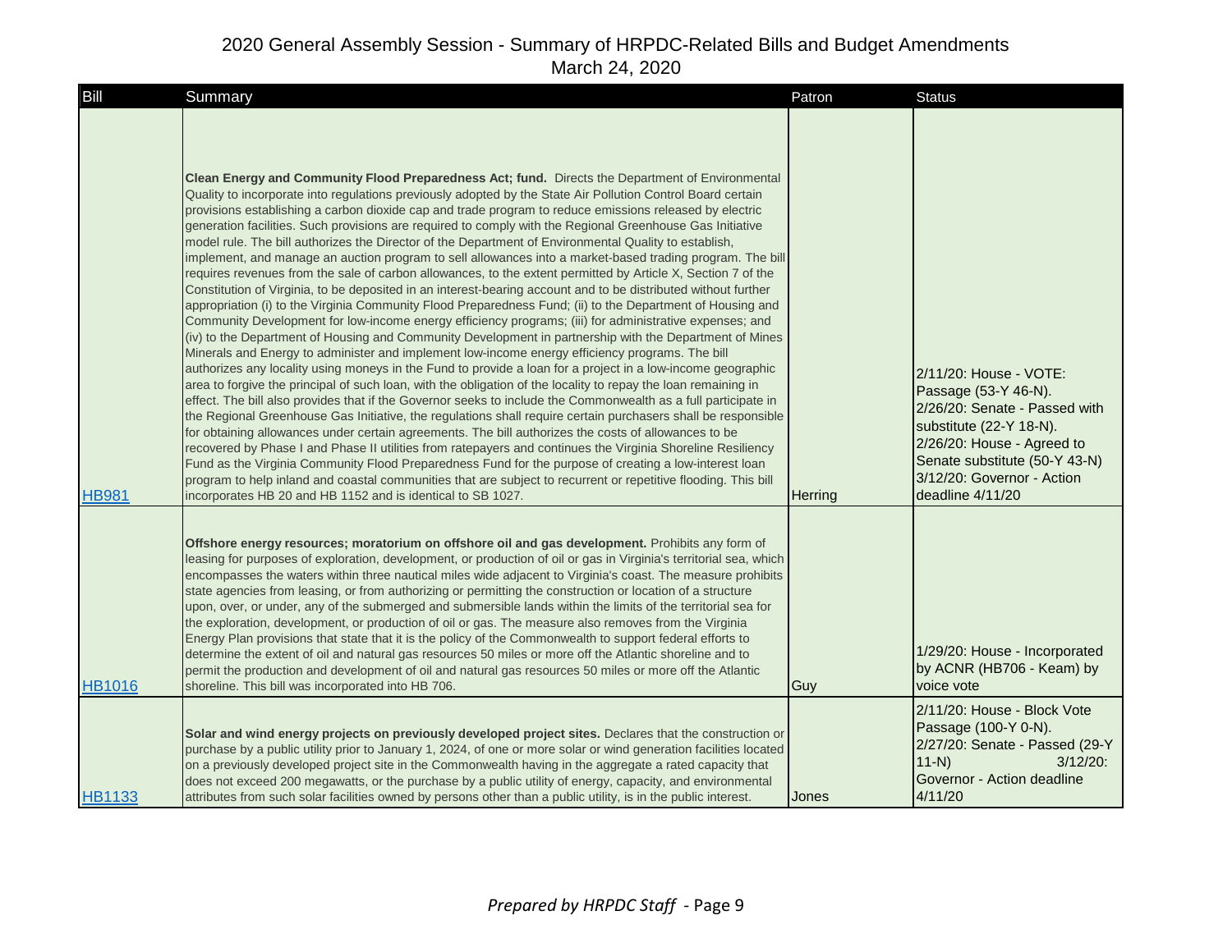# 2020 General Assembly Session - Summary of HRPDC-Related Bills and Budget Amendments
March 24, 2020

| Bill | Summary | Patron | Status |
|---|---|---|---|
| HB981 | **Clean Energy and Community Flood Preparedness Act; fund.** Directs the Department of Environmental Quality to incorporate into regulations previously adopted by the State Air Pollution Control Board certain provisions establishing a carbon dioxide cap and trade program to reduce emissions released by electric generation facilities. Such provisions are required to comply with the Regional Greenhouse Gas Initiative model rule. The bill authorizes the Director of the Department of Environmental Quality to establish, implement, and manage an auction program to sell allowances into a market-based trading program. The bill requires revenues from the sale of carbon allowances, to the extent permitted by Article X, Section 7 of the Constitution of Virginia, to be deposited in an interest-bearing account and to be distributed without further appropriation (i) to the Virginia Community Flood Preparedness Fund; (ii) to the Department of Housing and Community Development for low-income energy efficiency programs; (iii) for administrative expenses; and (iv) to the Department of Housing and Community Development in partnership with the Department of Mines Minerals and Energy to administer and implement low-income energy efficiency programs. The bill authorizes any locality using moneys in the Fund to provide a loan for a project in a low-income geographic area to forgive the principal of such loan, with the obligation of the locality to repay the loan remaining in effect. The bill also provides that if the Governor seeks to include the Commonwealth as a full participate in the Regional Greenhouse Gas Initiative, the regulations shall require certain purchasers shall be responsible for obtaining allowances under certain agreements. The bill authorizes the costs of allowances to be recovered by Phase I and Phase II utilities from ratepayers and continues the Virginia Shoreline Resiliency Fund as the Virginia Community Flood Preparedness Fund for the purpose of creating a low-interest loan program to help inland and coastal communities that are subject to recurrent or repetitive flooding. This bill incorporates HB 20 and HB 1152 and is identical to SB 1027. | Herring | 2/11/20: House - VOTE: Passage (53-Y 46-N). 2/26/20: Senate - Passed with substitute (22-Y 18-N). 2/26/20: House - Agreed to Senate substitute (50-Y 43-N) 3/12/20: Governor - Action deadline 4/11/20 |
| HB1016 | **Offshore energy resources; moratorium on offshore oil and gas development.** Prohibits any form of leasing for purposes of exploration, development, or production of oil or gas in Virginia's territorial sea, which encompasses the waters within three nautical miles wide adjacent to Virginia's coast. The measure prohibits state agencies from leasing, or from authorizing or permitting the construction or location of a structure upon, over, or under, any of the submerged and submersible lands within the limits of the territorial sea for the exploration, development, or production of oil or gas. The measure also removes from the Virginia Energy Plan provisions that state that it is the policy of the Commonwealth to support federal efforts to determine the extent of oil and natural gas resources 50 miles or more off the Atlantic shoreline and to permit the production and development of oil and natural gas resources 50 miles or more off the Atlantic shoreline. This bill was incorporated into HB 706. | Guy | 1/29/20: House - Incorporated by ACNR (HB706 - Keam) by voice vote |
| HB1133 | **Solar and wind energy projects on previously developed project sites.** Declares that the construction or purchase by a public utility prior to January 1, 2024, of one or more solar or wind generation facilities located on a previously developed project site in the Commonwealth having in the aggregate a rated capacity that does not exceed 200 megawatts, or the purchase by a public utility of energy, capacity, and environmental attributes from such solar facilities owned by persons other than a public utility, is in the public interest. | Jones | 2/11/20: House - Block Vote Passage (100-Y 0-N). 2/27/20: Senate - Passed (29-Y 11-N) 3/12/20: Governor - Action deadline 4/11/20 |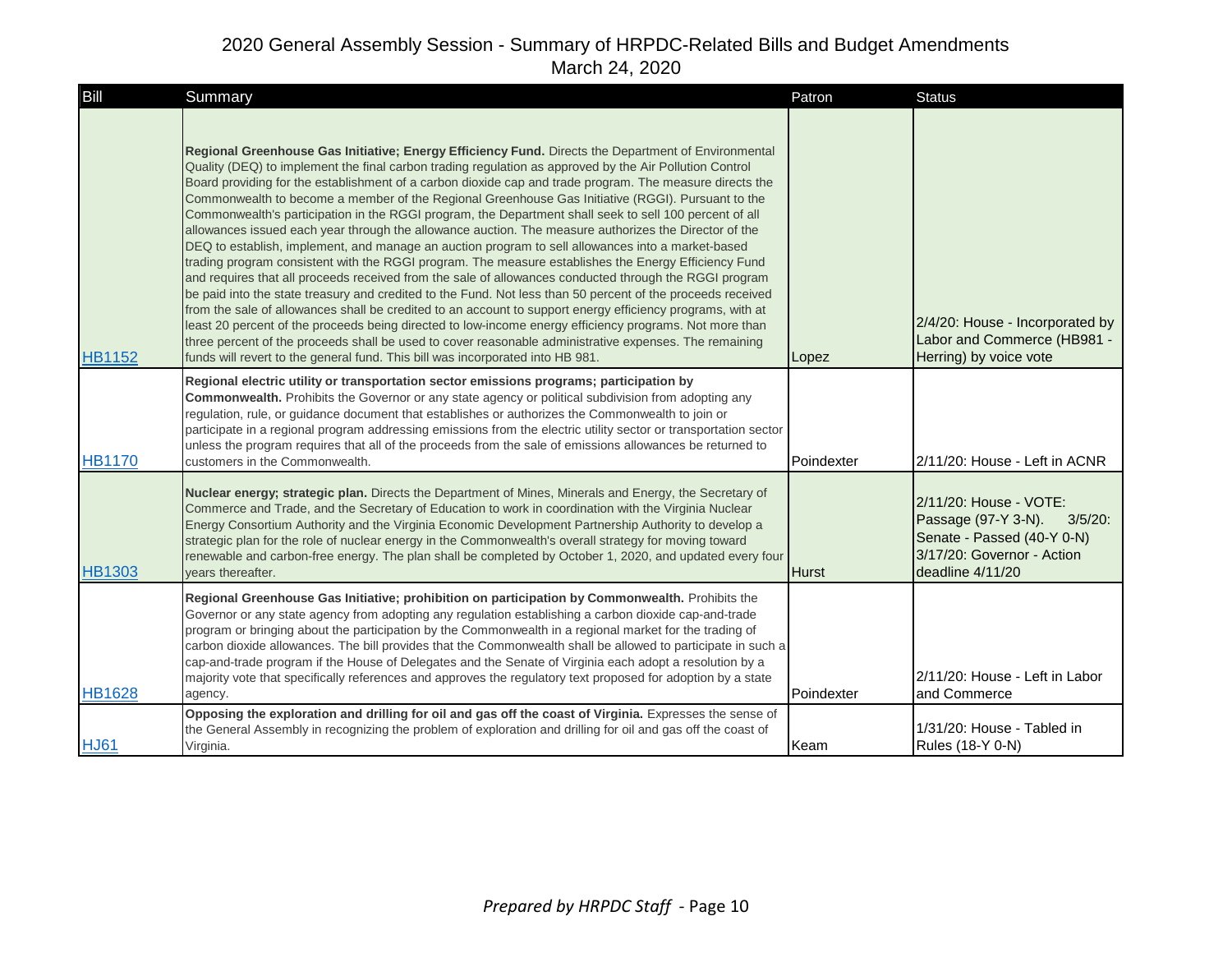# 2020 General Assembly Session - Summary of HRPDC-Related Bills and Budget Amendments
March 24, 2020

| Bill | Summary | Patron | Status |
|---|---|---|---|
| HB1152 | **Regional Greenhouse Gas Initiative; Energy Efficiency Fund.** Directs the Department of Environmental Quality (DEQ) to implement the final carbon trading regulation as approved by the Air Pollution Control Board providing for the establishment of a carbon dioxide cap and trade program. The measure directs the Commonwealth to become a member of the Regional Greenhouse Gas Initiative (RGGI). Pursuant to the Commonwealth's participation in the RGGI program, the Department shall seek to sell 100 percent of all allowances issued each year through the allowance auction. The measure authorizes the Director of the DEQ to establish, implement, and manage an auction program to sell allowances into a market-based trading program consistent with the RGGI program. The measure establishes the Energy Efficiency Fund and requires that all proceeds received from the sale of allowances conducted through the RGGI program be paid into the state treasury and credited to the Fund. Not less than 50 percent of the proceeds received from the sale of allowances shall be credited to an account to support energy efficiency programs, with at least 20 percent of the proceeds being directed to low-income energy efficiency programs. Not more than three percent of the proceeds shall be used to cover reasonable administrative expenses. The remaining funds will revert to the general fund. This bill was incorporated into HB 981. | Lopez | 2/4/20: House - Incorporated by Labor and Commerce (HB981 - Herring) by voice vote |
| HB1170 | **Regional electric utility or transportation sector emissions programs; participation by Commonwealth.** Prohibits the Governor or any state agency or political subdivision from adopting any regulation, rule, or guidance document that establishes or authorizes the Commonwealth to join or participate in a regional program addressing emissions from the electric utility sector or transportation sector unless the program requires that all of the proceeds from the sale of emissions allowances be returned to customers in the Commonwealth. | Poindexter | 2/11/20: House - Left in ACNR |
| HB1303 | **Nuclear energy; strategic plan.** Directs the Department of Mines, Minerals and Energy, the Secretary of Commerce and Trade, and the Secretary of Education to work in coordination with the Virginia Nuclear Energy Consortium Authority and the Virginia Economic Development Partnership Authority to develop a strategic plan for the role of nuclear energy in the Commonwealth's overall strategy for moving toward renewable and carbon-free energy. The plan shall be completed by October 1, 2020, and updated every four years thereafter. | Hurst | 2/11/20: House - VOTE: Passage (97-Y 3-N). 3/5/20: Senate - Passed (40-Y 0-N) 3/17/20: Governor - Action deadline 4/11/20 |
| HB1628 | **Regional Greenhouse Gas Initiative; prohibition on participation by Commonwealth.** Prohibits the Governor or any state agency from adopting any regulation establishing a carbon dioxide cap-and-trade program or bringing about the participation by the Commonwealth in a regional market for the trading of carbon dioxide allowances. The bill provides that the Commonwealth shall be allowed to participate in such a cap-and-trade program if the House of Delegates and the Senate of Virginia each adopt a resolution by a majority vote that specifically references and approves the regulatory text proposed for adoption by a state agency. | Poindexter | 2/11/20: House - Left in Labor and Commerce |
| HJ61 | **Opposing the exploration and drilling for oil and gas off the coast of Virginia.** Expresses the sense of the General Assembly in recognizing the problem of exploration and drilling for oil and gas off the coast of Virginia. | Keam | 1/31/20: House - Tabled in Rules (18-Y 0-N) |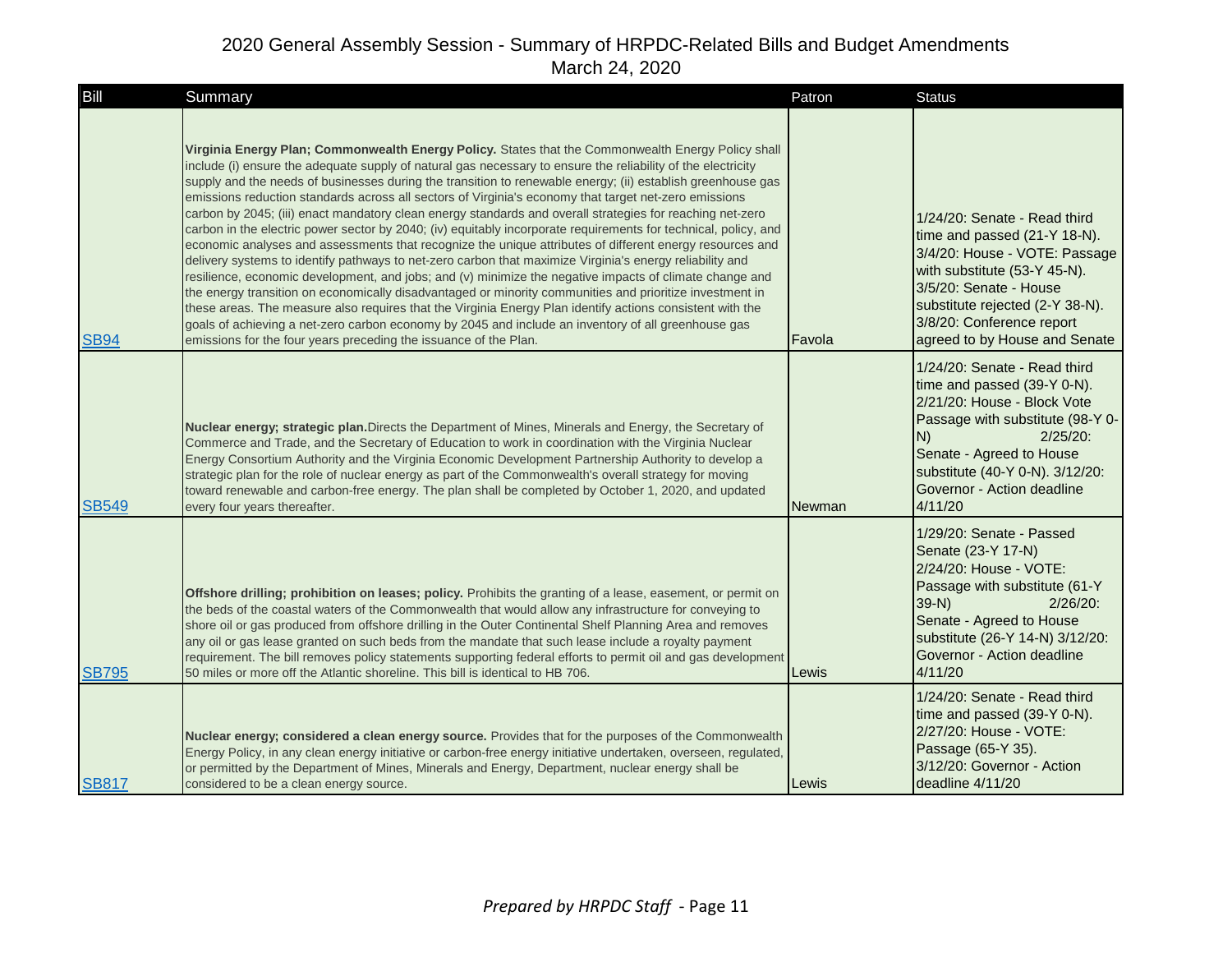# 2020 General Assembly Session - Summary of HRPDC-Related Bills and Budget Amendments

March 24, 2020

| Bill | Summary | Patron | Status |
|---|---|---|---|
| SB94 | **Virginia Energy Plan; Commonwealth Energy Policy.** States that the Commonwealth Energy Policy shall include (i) ensure the adequate supply of natural gas necessary to ensure the reliability of the electricity supply and the needs of businesses during the transition to renewable energy; (ii) establish greenhouse gas emissions reduction standards across all sectors of Virginia's economy that target net-zero emissions carbon by 2045; (iii) enact mandatory clean energy standards and overall strategies for reaching net-zero carbon in the electric power sector by 2040; (iv) equitably incorporate requirements for technical, policy, and economic analyses and assessments that recognize the unique attributes of different energy resources and delivery systems to identify pathways to net-zero carbon that maximize Virginia's energy reliability and resilience, economic development, and jobs; and (v) minimize the negative impacts of climate change and the energy transition on economically disadvantaged or minority communities and prioritize investment in these areas. The measure also requires that the Virginia Energy Plan identify actions consistent with the goals of achieving a net-zero carbon economy by 2045 and include an inventory of all greenhouse gas emissions for the four years preceding the issuance of the Plan. | Favola | 1/24/20: Senate - Read third time and passed (21-Y 18-N). 3/4/20: House - VOTE: Passage with substitute (53-Y 45-N). 3/5/20: Senate - House substitute rejected (2-Y 38-N). 3/8/20: Conference report agreed to by House and Senate |
| SB549 | **Nuclear energy; strategic plan.** Directs the Department of Mines, Minerals and Energy, the Secretary of Commerce and Trade, and the Secretary of Education to work in coordination with the Virginia Nuclear Energy Consortium Authority and the Virginia Economic Development Partnership Authority to develop a strategic plan for the role of nuclear energy as part of the Commonwealth's overall strategy for moving toward renewable and carbon-free energy. The plan shall be completed by October 1, 2020, and updated every four years thereafter. | Newman | 1/24/20: Senate - Read third time and passed (39-Y 0-N). 2/21/20: House - Block Vote Passage with substitute (98-Y 0-N) 2/25/20: Senate - Agreed to House substitute (40-Y 0-N). 3/12/20: Governor - Action deadline 4/11/20 |
| SB795 | **Offshore drilling; prohibition on leases; policy.** Prohibits the granting of a lease, easement, or permit on the beds of the coastal waters of the Commonwealth that would allow any infrastructure for conveying to shore oil or gas produced from offshore drilling in the Outer Continental Shelf Planning Area and removes any oil or gas lease granted on such beds from the mandate that such lease include a royalty payment requirement. The bill removes policy statements supporting federal efforts to permit oil and gas development 50 miles or more off the Atlantic shoreline. This bill is identical to HB 706. | Lewis | 1/29/20: Senate - Passed Senate (23-Y 17-N) 2/24/20: House - VOTE: Passage with substitute (61-Y 39-N) 2/26/20: Senate - Agreed to House substitute (26-Y 14-N) 3/12/20: Governor - Action deadline 4/11/20 |
| SB817 | **Nuclear energy; considered a clean energy source.** Provides that for the purposes of the Commonwealth Energy Policy, in any clean energy initiative or carbon-free energy initiative undertaken, overseen, regulated, or permitted by the Department of Mines, Minerals and Energy, Department, nuclear energy shall be considered to be a clean energy source. | Lewis | 1/24/20: Senate - Read third time and passed (39-Y 0-N). 2/27/20: House - VOTE: Passage (65-Y 35). 3/12/20: Governor - Action deadline 4/11/20 |

*Prepared by HRPDC Staff*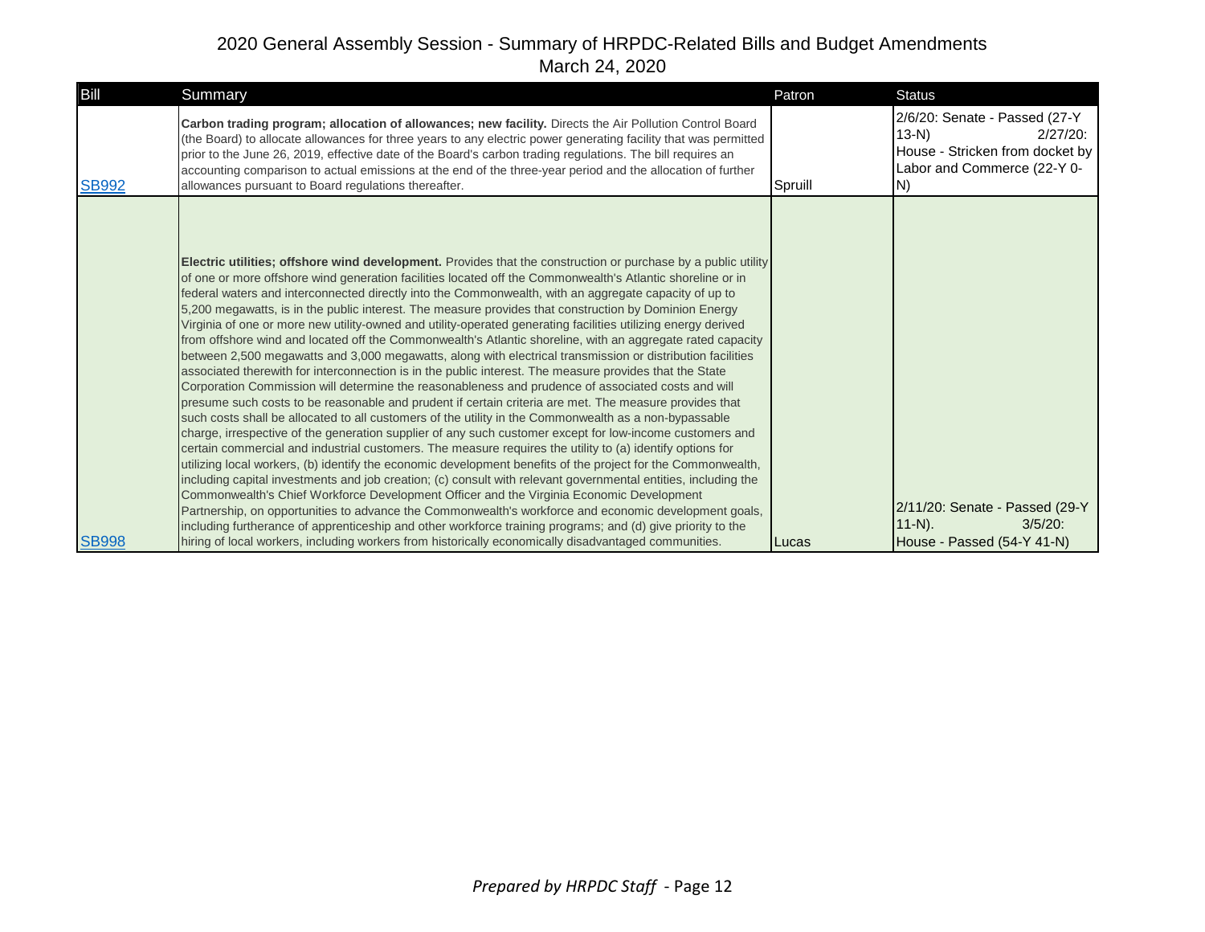# 2020 General Assembly Session - Summary of HRPDC-Related Bills and Budget Amendments

March 24, 2020

| Bill | Summary | Patron | Status |
| --- | --- | --- | --- |
| SB992 | **Carbon trading program; allocation of allowances; new facility.** Directs the Air Pollution Control Board (the Board) to allocate allowances for three years to any electric power generating facility that was permitted prior to the June 26, 2019, effective date of the Board's carbon trading regulations. The bill requires an accounting comparison to actual emissions at the end of the three-year period and the allocation of further allowances pursuant to Board regulations thereafter. | Spruill | 2/6/20: Senate - Passed (27-Y 13-N) 2/27/20: House - Stricken from docket by Labor and Commerce (22-Y 0-N) |
| SB998 | **Electric utilities; offshore wind development.** Provides that the construction or purchase by a public utility of one or more offshore wind generation facilities located off the Commonwealth's Atlantic shoreline or in federal waters and interconnected directly into the Commonwealth, with an aggregate capacity of up to 5,200 megawatts, is in the public interest. The measure provides that construction by Dominion Energy Virginia of one or more new utility-owned and utility-operated generating facilities utilizing energy derived from offshore wind and located off the Commonwealth's Atlantic shoreline, with an aggregate rated capacity between 2,500 megawatts and 3,000 megawatts, along with electrical transmission or distribution facilities associated therewith for interconnection is in the public interest. The measure provides that the State Corporation Commission will determine the reasonableness and prudence of associated costs and will presume such costs to be reasonable and prudent if certain criteria are met. The measure provides that such costs shall be allocated to all customers of the utility in the Commonwealth as a non-bypassable charge, irrespective of the generation supplier of any such customer except for low-income customers and certain commercial and industrial customers. The measure requires the utility to (a) identify options for utilizing local workers, (b) identify the economic development benefits of the project for the Commonwealth, including capital investments and job creation; (c) consult with relevant governmental entities, including the Commonwealth's Chief Workforce Development Officer and the Virginia Economic Development Partnership, on opportunities to advance the Commonwealth's workforce and economic development goals, including furtherance of apprenticeship and other workforce training programs; and (d) give priority to the hiring of local workers, including workers from historically economically disadvantaged communities. | Lucas | 2/11/20: Senate - Passed (29-Y 11-N). 3/5/20: House - Passed (54-Y 41-N) |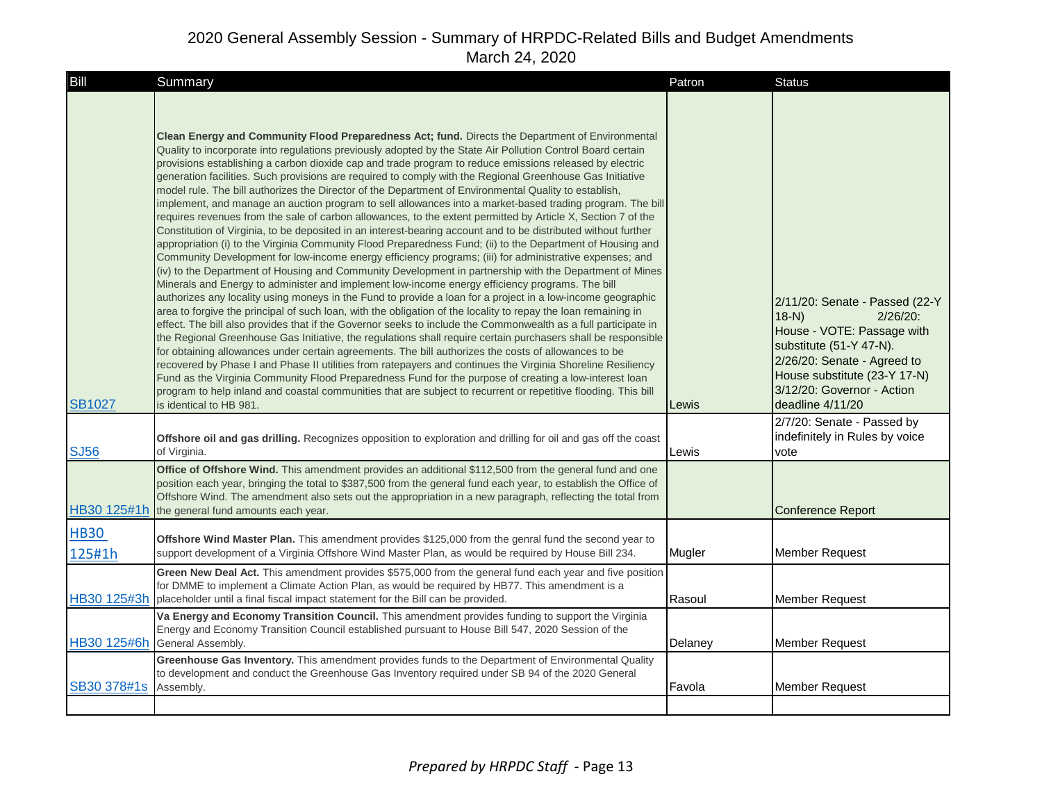# 2020 General Assembly Session - Summary of HRPDC-Related Bills and Budget Amendments

March 24, 2020

| Bill | Summary | Patron | Status |
|---|---|---|---|
| SB1027 | **Clean Energy and Community Flood Preparedness Act; fund.** Directs the Department of Environmental Quality to incorporate into regulations previously adopted by the State Air Pollution Control Board certain provisions establishing a carbon dioxide cap and trade program to reduce emissions released by electric generation facilities. Such provisions are required to comply with the Regional Greenhouse Gas Initiative model rule. The bill authorizes the Director of the Department of Environmental Quality to establish, implement, and manage an auction program to sell allowances into a market-based trading program. The bill requires revenues from the sale of carbon allowances, to the extent permitted by Article X, Section 7 of the Constitution of Virginia, to be deposited in an interest-bearing account and to be distributed without further appropriation (i) to the Virginia Community Flood Preparedness Fund; (ii) to the Department of Housing and Community Development for low-income energy efficiency programs; (iii) for administrative expenses; and (iv) to the Department of Housing and Community Development in partnership with the Department of Mines Minerals and Energy to administer and implement low-income energy efficiency programs. The bill authorizes any locality using moneys in the Fund to provide a loan for a project in a low-income geographic area to forgive the principal of such loan, with the obligation of the locality to repay the loan remaining in effect. The bill also provides that if the Governor seeks to include the Commonwealth as a full participate in the Regional Greenhouse Gas Initiative, the regulations shall require certain purchasers shall be responsible for obtaining allowances under certain agreements. The bill authorizes the costs of allowances to be recovered by Phase I and Phase II utilities from ratepayers and continues the Virginia Shoreline Resiliency Fund as the Virginia Community Flood Preparedness Fund for the purpose of creating a low-interest loan program to help inland and coastal communities that are subject to recurrent or repetitive flooding. This bill is identical to HB 981. | Lewis | 2/11/20: Senate - Passed (22-Y 18-N) 2/26/20: House - VOTE: Passage with substitute (51-Y 47-N). 2/26/20: Senate - Agreed to House substitute (23-Y 17-N) 3/12/20: Governor - Action deadline 4/11/20 |
| SJ56 | **Offshore oil and gas drilling.** Recognizes opposition to exploration and drilling for oil and gas off the coast of Virginia. | Lewis | 2/7/20: Senate - Passed by indefinitely in Rules by voice vote |
| HB30 125#1h | **Office of Offshore Wind.** This amendment provides an additional $112,500 from the general fund and one position each year, bringing the total to $387,500 from the general fund each year, to establish the Office of Offshore Wind. The amendment also sets out the appropriation in a new paragraph, reflecting the total from the general fund amounts each year. | | Conference Report |
| HB30 125#1h | **Offshore Wind Master Plan.** This amendment provides $125,000 from the genral fund the second year to support development of a Virginia Offshore Wind Master Plan, as would be required by House Bill 234. | Mugler | Member Request |
| HB30 125#3h | **Green New Deal Act.** This amendment provides $575,000 from the general fund each year and five position for DMME to implement a Climate Action Plan, as would be required by HB77. This amendment is a placeholder until a final fiscal impact statement for the Bill can be provided. | Rasoul | Member Request |
| HB30 125#6h | **Va Energy and Economy Transition Council.** This amendment provides funding to support the Virginia Energy and Economy Transition Council established pursuant to House Bill 547, 2020 Session of the General Assembly. | Delaney | Member Request |
| SB30 378#1s | **Greenhouse Gas Inventory.** This amendment provides funds to the Department of Environmental Quality to development and conduct the Greenhouse Gas Inventory required under SB 94 of the 2020 General Assembly. | Favola | Member Request |
| | | | |

*Prepared by HRPDC Staff*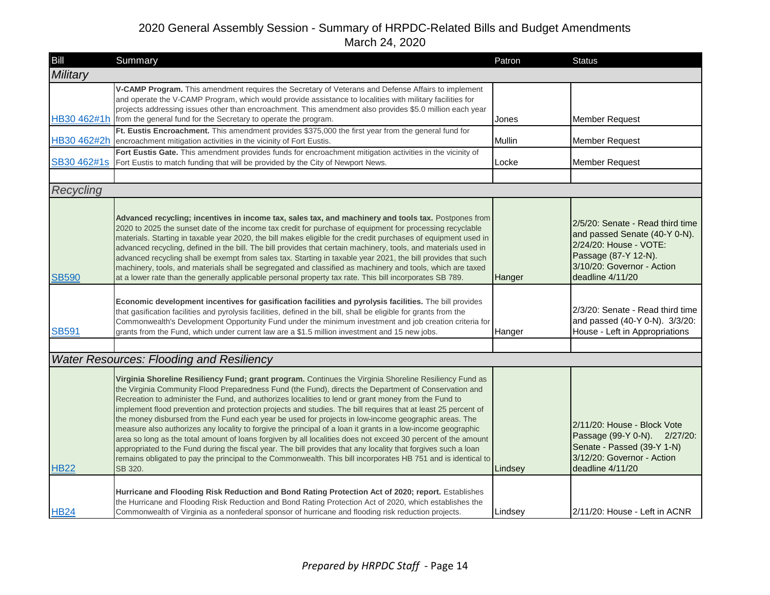# 2020 General Assembly Session - Summary of HRPDC-Related Bills and Budget Amendments

March 24, 2020

| Bill | Summary | Patron | Status |
|---|---|---|---|
| ***Military*** | | | |
| HB30 462#1h | **V-CAMP Program.** This amendment requires the Secretary of Veterans and Defense Affairs to implement and operate the V-CAMP Program, which would provide assistance to localities with military facilities for projects addressing issues other than encroachment. This amendment also provides $5.0 million each year from the general fund for the Secretary to operate the program. | Jones | Member Request |
| HB30 462#2h | **Ft. Eustis Encroachment.** This amendment provides $375,000 the first year from the general fund for encroachment mitigation activities in the vicinity of Fort Eustis. | Mullin | Member Request |
| SB30 462#1s | **Fort Eustis Gate.** This amendment provides funds for encroachment mitigation activities in the vicinity of Fort Eustis to match funding that will be provided by the City of Newport News. | Locke | Member Request |
| | | | |
| ***Recycling*** | | | |
| SB590 | **Advanced recycling; incentives in income tax, sales tax, and machinery and tools tax.** Postpones from 2020 to 2025 the sunset date of the income tax credit for purchase of equipment for processing recyclable materials. Starting in taxable year 2020, the bill makes eligible for the credit purchases of equipment used in advanced recycling, defined in the bill. The bill provides that certain machinery, tools, and materials used in advanced recycling shall be exempt from sales tax. Starting in taxable year 2021, the bill provides that such machinery, tools, and materials shall be segregated and classified as machinery and tools, which are taxed at a lower rate than the generally applicable personal property tax rate. This bill incorporates SB 789. | Hanger | 2/5/20: Senate - Read third time and passed Senate (40-Y 0-N). 2/24/20: House - VOTE: Passage (87-Y 12-N). 3/10/20: Governor - Action deadline 4/11/20 |
| SB591 | **Economic development incentives for gasification facilities and pyrolysis facilities.** The bill provides that gasification facilities and pyrolysis facilities, defined in the bill, shall be eligible for grants from the Commonwealth's Development Opportunity Fund under the minimum investment and job creation criteria for grants from the Fund, which under current law are a $1.5 million investment and 15 new jobs. | Hanger | 2/3/20: Senate - Read third time and passed (40-Y 0-N). 3/3/20: House - Left in Appropriations |
| | | | |
| ***Water Resources: Flooding and Resiliency*** | | | |
| HB22 | **Virginia Shoreline Resiliency Fund; grant program.** Continues the Virginia Shoreline Resiliency Fund as the Virginia Community Flood Preparedness Fund (the Fund), directs the Department of Conservation and Recreation to administer the Fund, and authorizes localities to lend or grant money from the Fund to implement flood prevention and protection projects and studies. The bill requires that at least 25 percent of the money disbursed from the Fund each year be used for projects in low-income geographic areas. The measure also authorizes any locality to forgive the principal of a loan it grants in a low-income geographic area so long as the total amount of loans forgiven by all localities does not exceed 30 percent of the amount appropriated to the Fund during the fiscal year. The bill provides that any locality that forgives such a loan remains obligated to pay the principal to the Commonwealth. This bill incorporates HB 751 and is identical to SB 320. | Lindsey | 2/11/20: House - Block Vote Passage (99-Y 0-N). 2/27/20: Senate - Passed (39-Y 1-N) 3/12/20: Governor - Action deadline 4/11/20 |
| HB24 | **Hurricane and Flooding Risk Reduction and Bond Rating Protection Act of 2020; report.** Establishes the Hurricane and Flooding Risk Reduction and Bond Rating Protection Act of 2020, which establishes the Commonwealth of Virginia as a nonfederal sponsor of hurricane and flooding risk reduction projects. | Lindsey | 2/11/20: House - Left in ACNR |

*Prepared by HRPDC Staff* - Page 14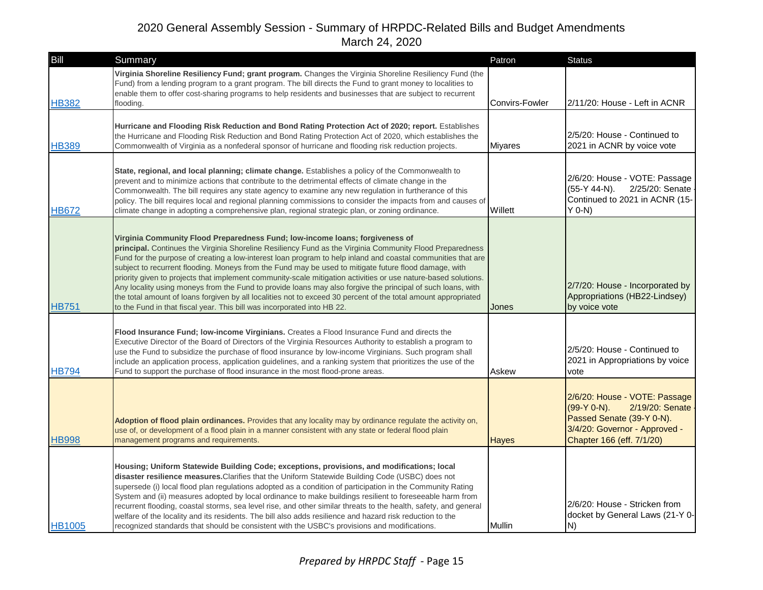# 2020 General Assembly Session - Summary of HRPDC-Related Bills and Budget Amendments

March 24, 2020

| Bill | Summary | Patron | Status |
|---|---|---|---|
| HB382 | **Virginia Shoreline Resiliency Fund; grant program.** Changes the Virginia Shoreline Resiliency Fund (the Fund) from a lending program to a grant program. The bill directs the Fund to grant money to localities to enable them to offer cost-sharing programs to help residents and businesses that are subject to recurrent flooding. | Convirs-Fowler | 2/11/20: House - Left in ACNR |
| HB389 | **Hurricane and Flooding Risk Reduction and Bond Rating Protection Act of 2020; report.** Establishes the Hurricane and Flooding Risk Reduction and Bond Rating Protection Act of 2020, which establishes the Commonwealth of Virginia as a nonfederal sponsor of hurricane and flooding risk reduction projects. | Miyares | 2/5/20: House - Continued to 2021 in ACNR by voice vote |
| HB672 | **State, regional, and local planning; climate change.** Establishes a policy of the Commonwealth to prevent and to minimize actions that contribute to the detrimental effects of climate change in the Commonwealth. The bill requires any state agency to examine any new regulation in furtherance of this policy. The bill requires local and regional planning commissions to consider the impacts from and causes of climate change in adopting a comprehensive plan, regional strategic plan, or zoning ordinance. | Willett | 2/6/20: House - VOTE: Passage (55-Y 44-N). 2/25/20: Senate - Continued to 2021 in ACNR (15-Y 0-N) |
| HB751 | **Virginia Community Flood Preparedness Fund; low-income loans; forgiveness of principal.** Continues the Virginia Shoreline Resiliency Fund as the Virginia Community Flood Preparedness Fund for the purpose of creating a low-interest loan program to help inland and coastal communities that are subject to recurrent flooding. Moneys from the Fund may be used to mitigate future flood damage, with priority given to projects that implement community-scale mitigation activities or use nature-based solutions. Any locality using moneys from the Fund to provide loans may also forgive the principal of such loans, with the total amount of loans forgiven by all localities not to exceed 30 percent of the total amount appropriated to the Fund in that fiscal year. This bill was incorporated into HB 22. | Jones | 2/7/20: House - Incorporated by Appropriations (HB22-Lindsey) by voice vote |
| HB794 | **Flood Insurance Fund; low-income Virginians.** Creates a Flood Insurance Fund and directs the Executive Director of the Board of Directors of the Virginia Resources Authority to establish a program to use the Fund to subsidize the purchase of flood insurance by low-income Virginians. Such program shall include an application process, application guidelines, and a ranking system that prioritizes the use of the Fund to support the purchase of flood insurance in the most flood-prone areas. | Askew | 2/5/20: House - Continued to 2021 in Appropriations by voice vote |
| HB998 | **Adoption of flood plain ordinances.** Provides that any locality may by ordinance regulate the activity on, use of, or development of a flood plain in a manner consistent with any state or federal flood plain management programs and requirements. | Hayes | 2/6/20: House - VOTE: Passage (99-Y 0-N). 2/19/20: Senate - Passed Senate (39-Y 0-N). 3/4/20: Governor - Approved - Chapter 166 (eff. 7/1/20) |
| HB1005 | **Housing; Uniform Statewide Building Code; exceptions, provisions, and modifications; local disaster resilience measures.** Clarifies that the Uniform Statewide Building Code (USBC) does not supersede (i) local flood plan regulations adopted as a condition of participation in the Community Rating System and (ii) measures adopted by local ordinance to make buildings resilient to foreseeable harm from recurrent flooding, coastal storms, sea level rise, and other similar threats to the health, safety, and general welfare of the locality and its residents. The bill also adds resilience and hazard risk reduction to the recognized standards that should be consistent with the USBC's provisions and modifications. | Mullin | 2/6/20: House - Stricken from docket by General Laws (21-Y 0-N) |

*Prepared by HRPDC Staff*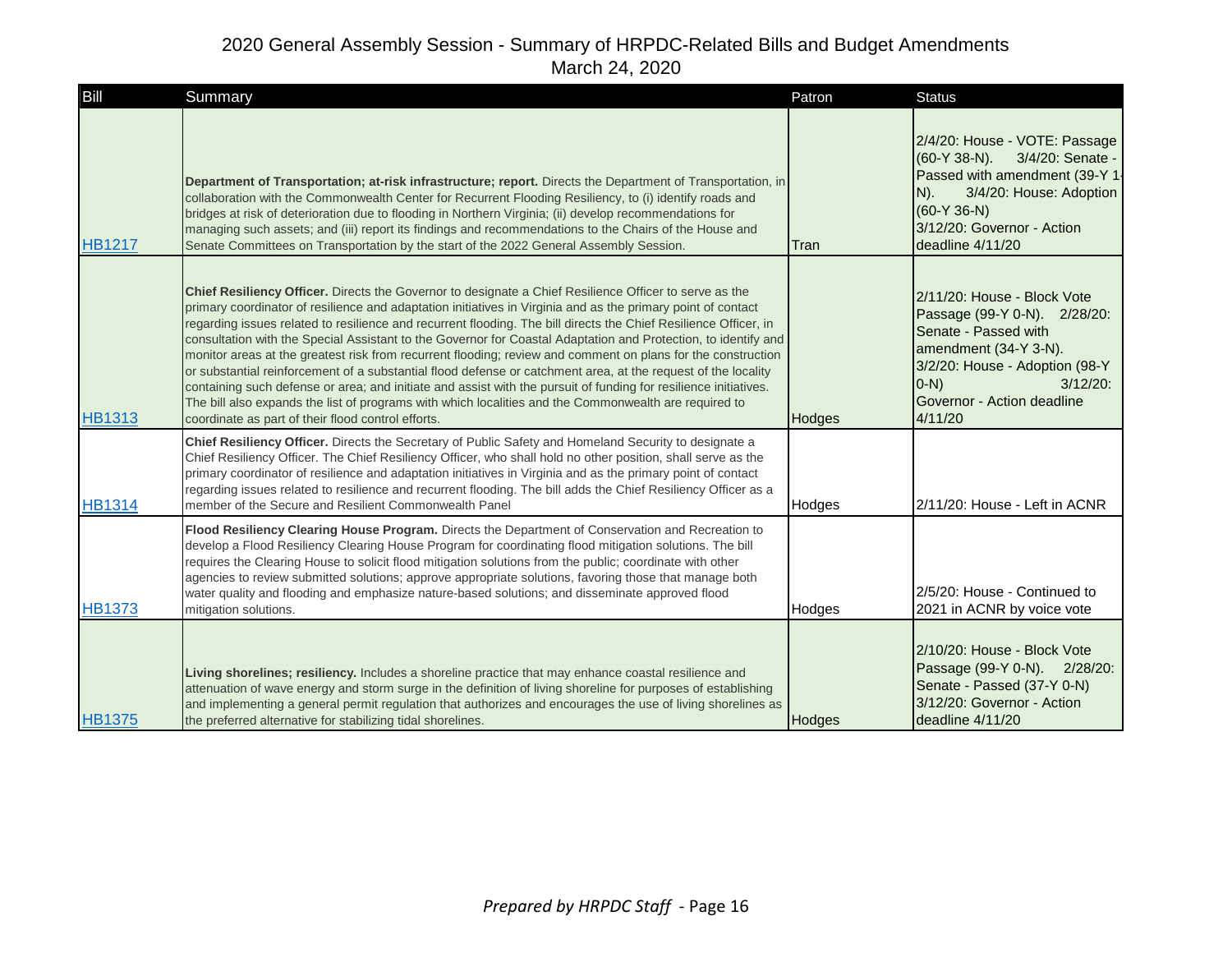# 2020 General Assembly Session - Summary of HRPDC-Related Bills and Budget Amendments

March 24, 2020

| Bill | Summary | Patron | Status |
|---|---|---|---|
| HB1217 | **Department of Transportation; at-risk infrastructure; report.** Directs the Department of Transportation, in collaboration with the Commonwealth Center for Recurrent Flooding Resiliency, to (i) identify roads and bridges at risk of deterioration due to flooding in Northern Virginia; (ii) develop recommendations for managing such assets; and (iii) report its findings and recommendations to the Chairs of the House and Senate Committees on Transportation by the start of the 2022 General Assembly Session. | Tran | 2/4/20: House - VOTE: Passage (60-Y 38-N). 3/4/20: Senate - Passed with amendment (39-Y 1-N). 3/4/20: House: Adoption (60-Y 36-N) 3/12/20: Governor - Action deadline 4/11/20 |
| HB1313 | **Chief Resiliency Officer.** Directs the Governor to designate a Chief Resilience Officer to serve as the primary coordinator of resilience and adaptation initiatives in Virginia and as the primary point of contact regarding issues related to resilience and recurrent flooding. The bill directs the Chief Resilience Officer, in consultation with the Special Assistant to the Governor for Coastal Adaptation and Protection, to identify and monitor areas at the greatest risk from recurrent flooding; review and comment on plans for the construction or substantial reinforcement of a substantial flood defense or catchment area, at the request of the locality containing such defense or area; and initiate and assist with the pursuit of funding for resilience initiatives. The bill also expands the list of programs with which localities and the Commonwealth are required to coordinate as part of their flood control efforts. | Hodges | 2/11/20: House - Block Vote Passage (99-Y 0-N). 2/28/20: Senate - Passed with amendment (34-Y 3-N). 3/2/20: House - Adoption (98-Y 0-N) 3/12/20: Governor - Action deadline 4/11/20 |
| HB1314 | **Chief Resiliency Officer.** Directs the Secretary of Public Safety and Homeland Security to designate a Chief Resiliency Officer. The Chief Resiliency Officer, who shall hold no other position, shall serve as the primary coordinator of resilience and adaptation initiatives in Virginia and as the primary point of contact regarding issues related to resilience and recurrent flooding. The bill adds the Chief Resiliency Officer as a member of the Secure and Resilient Commonwealth Panel | Hodges | 2/11/20: House - Left in ACNR |
| HB1373 | **Flood Resiliency Clearing House Program.** Directs the Department of Conservation and Recreation to develop a Flood Resiliency Clearing House Program for coordinating flood mitigation solutions. The bill requires the Clearing House to solicit flood mitigation solutions from the public; coordinate with other agencies to review submitted solutions; approve appropriate solutions, favoring those that manage both water quality and flooding and emphasize nature-based solutions; and disseminate approved flood mitigation solutions. | Hodges | 2/5/20: House - Continued to 2021 in ACNR by voice vote |
| HB1375 | **Living shorelines; resiliency.** Includes a shoreline practice that may enhance coastal resilience and attenuation of wave energy and storm surge in the definition of living shoreline for purposes of establishing and implementing a general permit regulation that authorizes and encourages the use of living shorelines as the preferred alternative for stabilizing tidal shorelines. | Hodges | 2/10/20: House - Block Vote Passage (99-Y 0-N). 2/28/20: Senate - Passed (37-Y 0-N) 3/12/20: Governor - Action deadline 4/11/20 |

*Prepared by HRPDC Staff*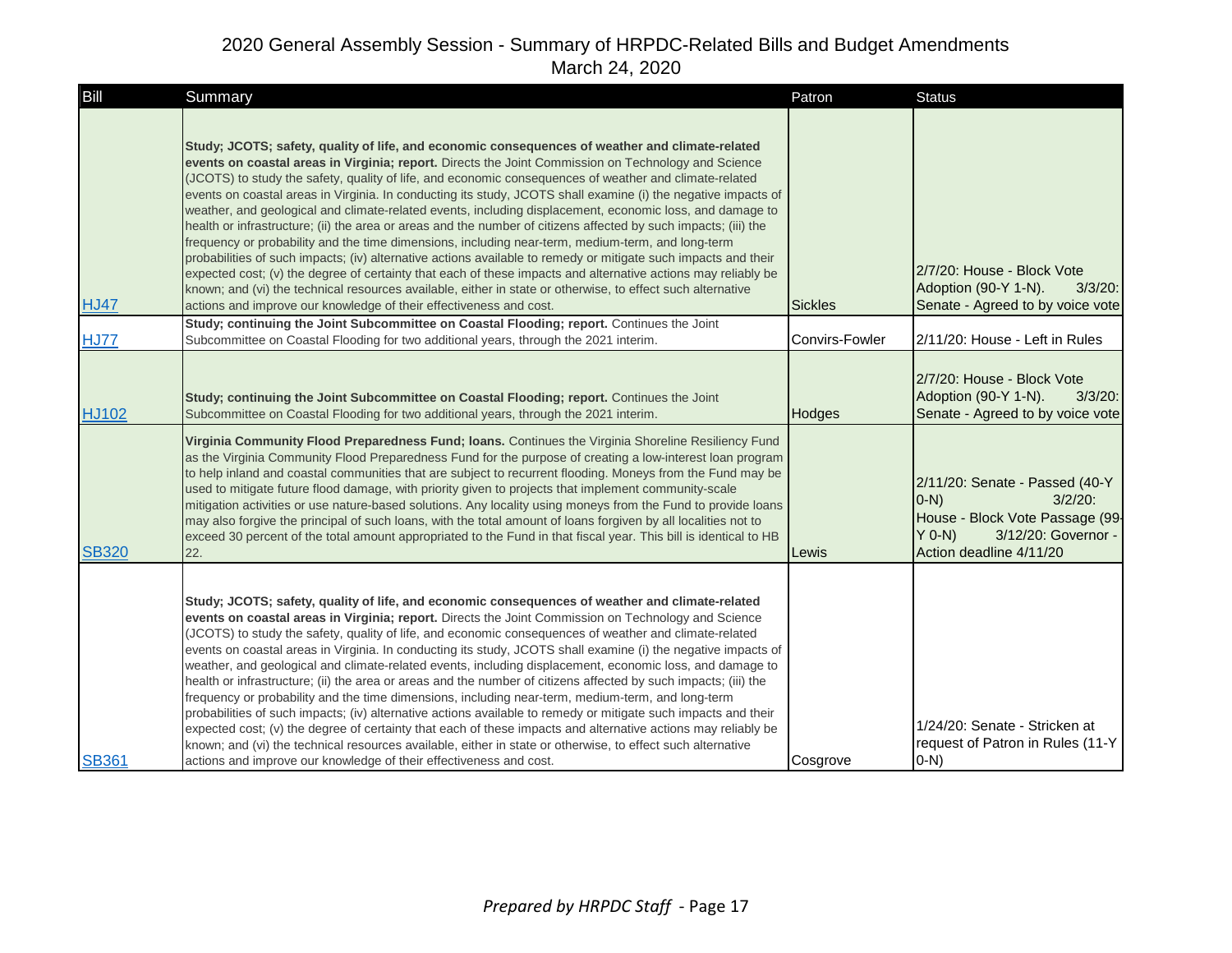# 2020 General Assembly Session - Summary of HRPDC-Related Bills and Budget Amendments

March 24, 2020

| Bill | Summary | Patron | Status |
|---|---|---|---|
| HJ47 | **Study; JCOTS; safety, quality of life, and economic consequences of weather and climate-related events on coastal areas in Virginia; report.** Directs the Joint Commission on Technology and Science (JCOTS) to study the safety, quality of life, and economic consequences of weather and climate-related events on coastal areas in Virginia. In conducting its study, JCOTS shall examine (i) the negative impacts of weather, and geological and climate-related events, including displacement, economic loss, and damage to health or infrastructure; (ii) the area or areas and the number of citizens affected by such impacts; (iii) the frequency or probability and the time dimensions, including near-term, medium-term, and long-term probabilities of such impacts; (iv) alternative actions available to remedy or mitigate such impacts and their expected cost; (v) the degree of certainty that each of these impacts and alternative actions may reliably be known; and (vi) the technical resources available, either in state or otherwise, to effect such alternative actions and improve our knowledge of their effectiveness and cost. | Sickles | 2/7/20: House - Block Vote Adoption (90-Y 1-N). 3/3/20: Senate - Agreed to by voice vote |
| HJ77 | **Study; continuing the Joint Subcommittee on Coastal Flooding; report.** Continues the Joint Subcommittee on Coastal Flooding for two additional years, through the 2021 interim. | Convirs-Fowler | 2/11/20: House - Left in Rules |
| HJ102 | **Study; continuing the Joint Subcommittee on Coastal Flooding; report.** Continues the Joint Subcommittee on Coastal Flooding for two additional years, through the 2021 interim. | Hodges | 2/7/20: House - Block Vote Adoption (90-Y 1-N). 3/3/20: Senate - Agreed to by voice vote |
| SB320 | **Virginia Community Flood Preparedness Fund; loans.** Continues the Virginia Shoreline Resiliency Fund as the Virginia Community Flood Preparedness Fund for the purpose of creating a low-interest loan program to help inland and coastal communities that are subject to recurrent flooding. Moneys from the Fund may be used to mitigate future flood damage, with priority given to projects that implement community-scale mitigation activities or use nature-based solutions. Any locality using moneys from the Fund to provide loans may also forgive the principal of such loans, with the total amount of loans forgiven by all localities not to exceed 30 percent of the total amount appropriated to the Fund in that fiscal year. This bill is identical to HB 22. | Lewis | 2/11/20: Senate - Passed (40-Y 0-N) 3/2/20: House - Block Vote Passage (99-Y 0-N) 3/12/20: Governor - Action deadline 4/11/20 |
| SB361 | **Study; JCOTS; safety, quality of life, and economic consequences of weather and climate-related events on coastal areas in Virginia; report.** Directs the Joint Commission on Technology and Science (JCOTS) to study the safety, quality of life, and economic consequences of weather and climate-related events on coastal areas in Virginia. In conducting its study, JCOTS shall examine (i) the negative impacts of weather, and geological and climate-related events, including displacement, economic loss, and damage to health or infrastructure; (ii) the area or areas and the number of citizens affected by such impacts; (iii) the frequency or probability and the time dimensions, including near-term, medium-term, and long-term probabilities of such impacts; (iv) alternative actions available to remedy or mitigate such impacts and their expected cost; (v) the degree of certainty that each of these impacts and alternative actions may reliably be known; and (vi) the technical resources available, either in state or otherwise, to effect such alternative actions and improve our knowledge of their effectiveness and cost. | Cosgrove | 1/24/20: Senate - Stricken at request of Patron in Rules (11-Y 0-N) |

*Prepared by HRPDC Staff*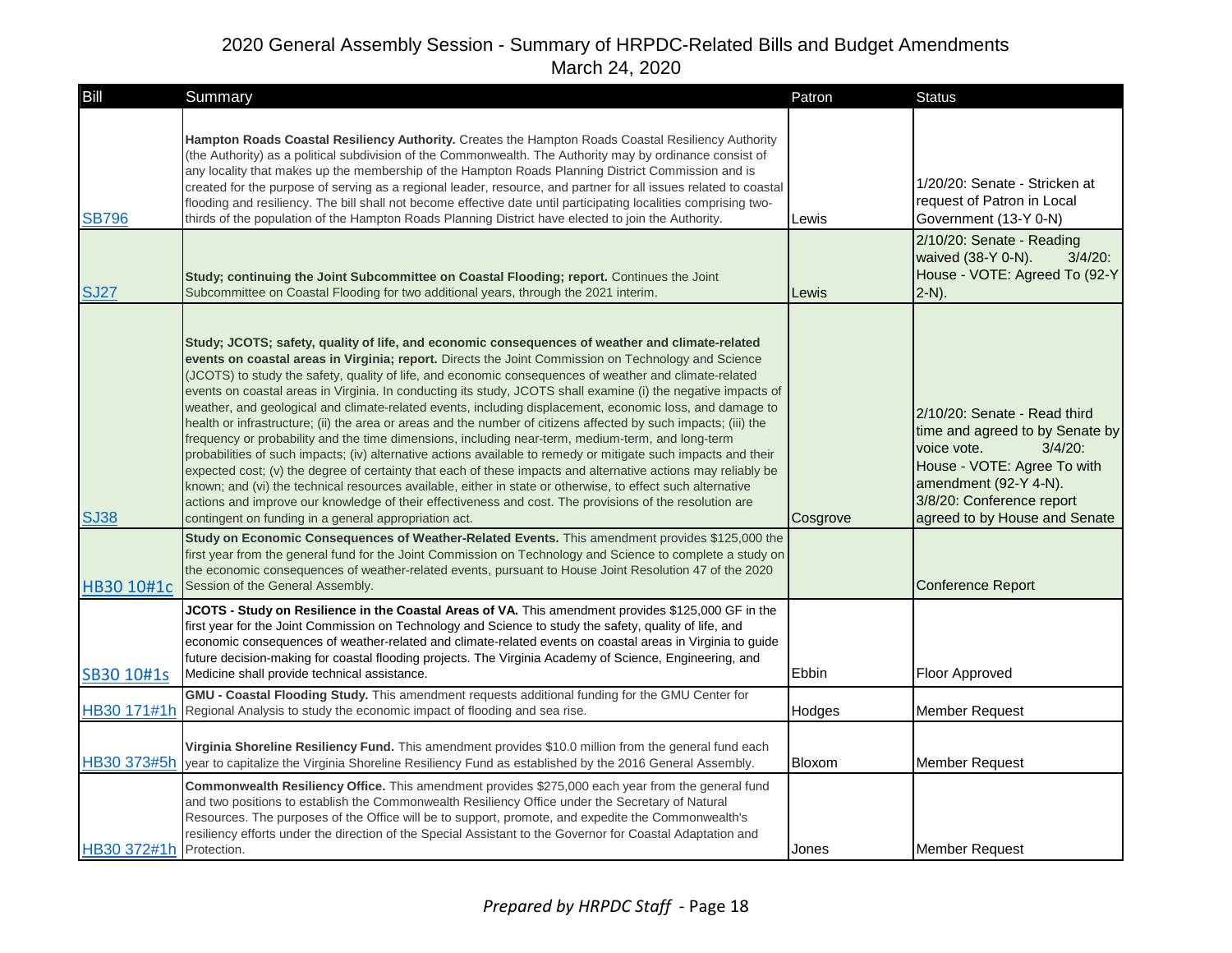# 2020 General Assembly Session - Summary of HRPDC-Related Bills and Budget Amendments
March 24, 2020

| Bill | Summary | Patron | Status |
|---|---|---|---|
| SB796 | **Hampton Roads Coastal Resiliency Authority.** Creates the Hampton Roads Coastal Resiliency Authority (the Authority) as a political subdivision of the Commonwealth. The Authority may by ordinance consist of any locality that makes up the membership of the Hampton Roads Planning District Commission and is created for the purpose of serving as a regional leader, resource, and partner for all issues related to coastal flooding and resiliency. The bill shall not become effective date until participating localities comprising two-thirds of the population of the Hampton Roads Planning District have elected to join the Authority. | Lewis | 1/20/20: Senate - Stricken at request of Patron in Local Government (13-Y 0-N) |
| SJ27 | **Study; continuing the Joint Subcommittee on Coastal Flooding; report.** Continues the Joint Subcommittee on Coastal Flooding for two additional years, through the 2021 interim. | Lewis | 2/10/20: Senate - Reading waived (38-Y 0-N). 3/4/20: House - VOTE: Agreed To (92-Y 2-N). |
| SJ38 | **Study; JCOTS; safety, quality of life, and economic consequences of weather and climate-related events on coastal areas in Virginia; report.** Directs the Joint Commission on Technology and Science (JCOTS) to study the safety, quality of life, and economic consequences of weather and climate-related events on coastal areas in Virginia. In conducting its study, JCOTS shall examine (i) the negative impacts of weather, and geological and climate-related events, including displacement, economic loss, and damage to health or infrastructure; (ii) the area or areas and the number of citizens affected by such impacts; (iii) the frequency or probability and the time dimensions, including near-term, medium-term, and long-term probabilities of such impacts; (iv) alternative actions available to remedy or mitigate such impacts and their expected cost; (v) the degree of certainty that each of these impacts and alternative actions may reliably be known; and (vi) the technical resources available, either in state or otherwise, to effect such alternative actions and improve our knowledge of their effectiveness and cost. The provisions of the resolution are contingent on funding in a general appropriation act. | Cosgrove | 2/10/20: Senate - Read third time and agreed to by Senate by voice vote. 3/4/20: House - VOTE: Agree To with amendment (92-Y 4-N). 3/8/20: Conference report agreed to by House and Senate |
| HB30 10#1c | **Study on Economic Consequences of Weather-Related Events.** This amendment provides $125,000 the first year from the general fund for the Joint Commission on Technology and Science to complete a study on the economic consequences of weather-related events, pursuant to House Joint Resolution 47 of the 2020 Session of the General Assembly. | | Conference Report |
| SB30 10#1s | **JCOTS - Study on Resilience in the Coastal Areas of VA.** This amendment provides $125,000 GF in the first year for the Joint Commission on Technology and Science to study the safety, quality of life, and economic consequences of weather-related and climate-related events on coastal areas in Virginia to guide future decision-making for coastal flooding projects. The Virginia Academy of Science, Engineering, and Medicine shall provide technical assistance. | Ebbin | Floor Approved |
| HB30 171#1h | **GMU - Coastal Flooding Study.** This amendment requests additional funding for the GMU Center for Regional Analysis to study the economic impact of flooding and sea rise. | Hodges | Member Request |
| HB30 373#5h | **Virginia Shoreline Resiliency Fund.** This amendment provides $10.0 million from the general fund each year to capitalize the Virginia Shoreline Resiliency Fund as established by the 2016 General Assembly. | Bloxom | Member Request |
| HB30 372#1h | **Commonwealth Resiliency Office.** This amendment provides $275,000 each year from the general fund and two positions to establish the Commonwealth Resiliency Office under the Secretary of Natural Resources. The purposes of the Office will be to support, promote, and expedite the Commonwealth's resiliency efforts under the direction of the Special Assistant to the Governor for Coastal Adaptation and Protection. | Jones | Member Request |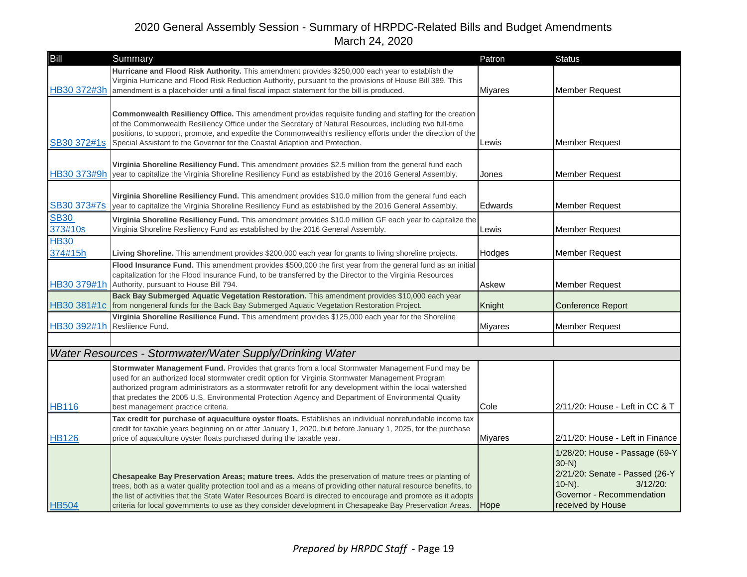# 2020 General Assembly Session - Summary of HRPDC-Related Bills and Budget Amendments

March 24, 2020

| Bill | Summary | Patron | Status |
|---|---|---|---|
| HB30 372#3h | **Hurricane and Flood Risk Authority.** This amendment provides $250,000 each year to establish the Virginia Hurricane and Flood Risk Reduction Authority, pursuant to the provisions of House Bill 389. This amendment is a placeholder until a final fiscal impact statement for the bill is produced. | Miyares | Member Request |
| SB30 372#1s | **Commonwealth Resiliency Office.** This amendment provides requisite funding and staffing for the creation of the Commonwealth Resiliency Office under the Secretary of Natural Resources, including two full-time positions, to support, promote, and expedite the Commonwealth's resiliency efforts under the direction of the Special Assistant to the Governor for the Coastal Adaption and Protection. | Lewis | Member Request |
| HB30 373#9h | **Virginia Shoreline Resiliency Fund.** This amendment provides $2.5 million from the general fund each year to capitalize the Virginia Shoreline Resiliency Fund as established by the 2016 General Assembly. | Jones | Member Request |
| SB30 373#7s | **Virginia Shoreline Resiliency Fund.** This amendment provides $10.0 million from the general fund each year to capitalize the Virginia Shoreline Resiliency Fund as established by the 2016 General Assembly. | Edwards | Member Request |
| SB30 373#10s | **Virginia Shoreline Resiliency Fund.** This amendment provides $10.0 million GF each year to capitalize the Virginia Shoreline Resiliency Fund as established by the 2016 General Assembly. | Lewis | Member Request |
| HB30 374#15h | **Living Shoreline.** This amendment provides $200,000 each year for grants to living shoreline projects. | Hodges | Member Request |
| HB30 379#1h | **Flood Insurance Fund.** This amendment provides $500,000 the first year from the general fund as an initial capitalization for the Flood Insurance Fund, to be transferred by the Director to the Virginia Resources Authority, pursuant to House Bill 794. | Askew | Member Request |
| HB30 381#1c | **Back Bay Submerged Aquatic Vegetation Restoration.** This amendment provides $10,000 each year from nongeneral funds for the Back Bay Submerged Aquatic Vegetation Restoration Project. | Knight | Conference Report |
| HB30 392#1h | **Virginia Shoreline Resilience Fund.** This amendment provides $125,000 each year for the Shoreline Resliience Fund. | Miyares | Member Request |
| | | | |
| *Water Resources - Stormwater/Water Supply/Drinking Water* | | | |
| HB116 | **Stormwater Management Fund.** Provides that grants from a local Stormwater Management Fund may be used for an authorized local stormwater credit option for Virginia Stormwater Management Program authorized program administrators as a stormwater retrofit for any development within the local watershed that predates the 2005 U.S. Environmental Protection Agency and Department of Environmental Quality best management practice criteria. | Cole | 2/11/20: House - Left in CC & T |
| HB126 | **Tax credit for purchase of aquaculture oyster floats.** Establishes an individual nonrefundable income tax credit for taxable years beginning on or after January 1, 2020, but before January 1, 2025, for the purchase price of aquaculture oyster floats purchased during the taxable year. | Miyares | 2/11/20: House - Left in Finance |
| HB504 | **Chesapeake Bay Preservation Areas; mature trees.** Adds the preservation of mature trees or planting of trees, both as a water quality protection tool and as a means of providing other natural resource benefits, to the list of activities that the State Water Resources Board is directed to encourage and promote as it adopts criteria for local governments to use as they consider development in Chesapeake Bay Preservation Areas. | Hope | 1/28/20: House - Passage (69-Y 30-N) 2/21/20: Senate - Passed (26-Y 10-N). 3/12/20: Governor - Recommendation received by House |

*Prepared by HRPDC Staff* - Page 19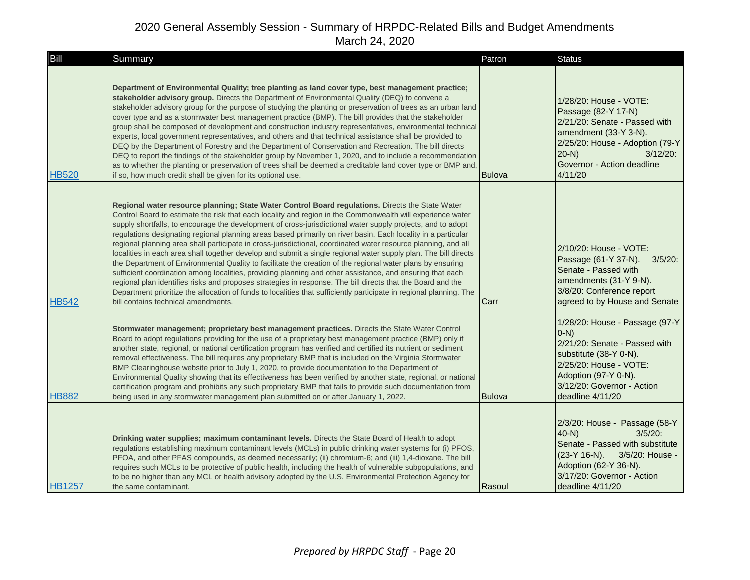# 2020 General Assembly Session - Summary of HRPDC-Related Bills and Budget Amendments

March 24, 2020

| Bill | Summary | Patron | Status |
|---|---|---|---|
| HB520 | **Department of Environmental Quality; tree planting as land cover type, best management practice; stakeholder advisory group.** Directs the Department of Environmental Quality (DEQ) to convene a stakeholder advisory group for the purpose of studying the planting or preservation of trees as an urban land cover type and as a stormwater best management practice (BMP). The bill provides that the stakeholder group shall be composed of development and construction industry representatives, environmental technical experts, local government representatives, and others and that technical assistance shall be provided to DEQ by the Department of Forestry and the Department of Conservation and Recreation. The bill directs DEQ to report the findings of the stakeholder group by November 1, 2020, and to include a recommendation as to whether the planting or preservation of trees shall be deemed a creditable land cover type or BMP and, if so, how much credit shall be given for its optional use. | Bulova | 1/28/20: House - VOTE: Passage (82-Y 17-N) 2/21/20: Senate - Passed with amendment (33-Y 3-N). 2/25/20: House - Adoption (79-Y 20-N) 3/12/20: Governor - Action deadline 4/11/20 |
| HB542 | **Regional water resource planning; State Water Control Board regulations.** Directs the State Water Control Board to estimate the risk that each locality and region in the Commonwealth will experience water supply shortfalls, to encourage the development of cross-jurisdictional water supply projects, and to adopt regulations designating regional planning areas based primarily on river basin. Each locality in a particular regional planning area shall participate in cross-jurisdictional, coordinated water resource planning, and all localities in each area shall together develop and submit a single regional water supply plan. The bill directs the Department of Environmental Quality to facilitate the creation of the regional water plans by ensuring sufficient coordination among localities, providing planning and other assistance, and ensuring that each regional plan identifies risks and proposes strategies in response. The bill directs that the Board and the Department prioritize the allocation of funds to localities that sufficiently participate in regional planning. The bill contains technical amendments. | Carr | 2/10/20: House - VOTE: Passage (61-Y 37-N). 3/5/20: Senate - Passed with amendments (31-Y 9-N). 3/8/20: Conference report agreed to by House and Senate |
| HB882 | **Stormwater management; proprietary best management practices.** Directs the State Water Control Board to adopt regulations providing for the use of a proprietary best management practice (BMP) only if another state, regional, or national certification program has verified and certified its nutrient or sediment removal effectiveness. The bill requires any proprietary BMP that is included on the Virginia Stormwater BMP Clearinghouse website prior to July 1, 2020, to provide documentation to the Department of Environmental Quality showing that its effectiveness has been verified by another state, regional, or national certification program and prohibits any such proprietary BMP that fails to provide such documentation from being used in any stormwater management plan submitted on or after January 1, 2022. | Bulova | 1/28/20: House - Passage (97-Y 0-N) 2/21/20: Senate - Passed with substitute (38-Y 0-N). 2/25/20: House - VOTE: Adoption (97-Y 0-N). 3/12/20: Governor - Action deadline 4/11/20 |
| HB1257 | **Drinking water supplies; maximum contaminant levels.** Directs the State Board of Health to adopt regulations establishing maximum contaminant levels (MCLs) in public drinking water systems for (i) PFOS, PFOA, and other PFAS compounds, as deemed necessarily; (ii) chromium-6; and (iii) 1,4-dioxane. The bill requires such MCLs to be protective of public health, including the health of vulnerable subpopulations, and to be no higher than any MCL or health advisory adopted by the U.S. Environmental Protection Agency for the same contaminant. | Rasoul | 2/3/20: House - Passage (58-Y 40-N) 3/5/20: Senate - Passed with substitute (23-Y 16-N). 3/5/20: House - Adoption (62-Y 36-N). 3/17/20: Governor - Action deadline 4/11/20 |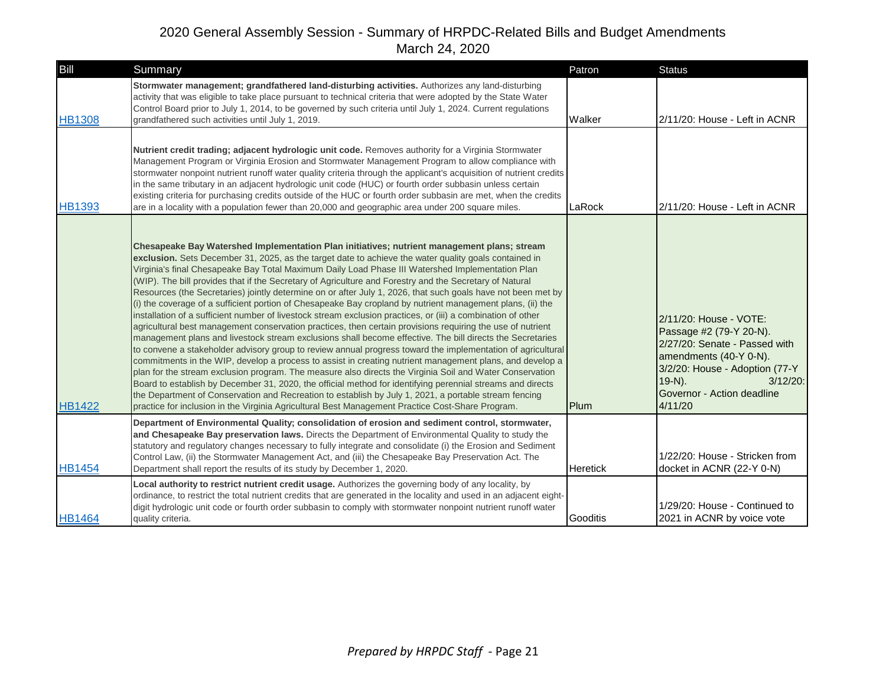# 2020 General Assembly Session - Summary of HRPDC-Related Bills and Budget Amendments

March 24, 2020

| Bill | Summary | Patron | Status |
|---|---|---|---|
| HB1308 | **Stormwater management; grandfathered land-disturbing activities.** Authorizes any land-disturbing activity that was eligible to take place pursuant to technical criteria that were adopted by the State Water Control Board prior to July 1, 2014, to be governed by such criteria until July 1, 2024. Current regulations grandfathered such activities until July 1, 2019. | Walker | 2/11/20: House - Left in ACNR |
| HB1393 | **Nutrient credit trading; adjacent hydrologic unit code.** Removes authority for a Virginia Stormwater Management Program or Virginia Erosion and Stormwater Management Program to allow compliance with stormwater nonpoint nutrient runoff water quality criteria through the applicant's acquisition of nutrient credits in the same tributary in an adjacent hydrologic unit code (HUC) or fourth order subbasin unless certain existing criteria for purchasing credits outside of the HUC or fourth order subbasin are met, when the credits are in a locality with a population fewer than 20,000 and geographic area under 200 square miles. | LaRock | 2/11/20: House - Left in ACNR |
| HB1422 | **Chesapeake Bay Watershed Implementation Plan initiatives; nutrient management plans; stream exclusion.** Sets December 31, 2025, as the target date to achieve the water quality goals contained in Virginia's final Chesapeake Bay Total Maximum Daily Load Phase III Watershed Implementation Plan (WIP). The bill provides that if the Secretary of Agriculture and Forestry and the Secretary of Natural Resources (the Secretaries) jointly determine on or after July 1, 2026, that such goals have not been met by (i) the coverage of a sufficient portion of Chesapeake Bay cropland by nutrient management plans, (ii) the installation of a sufficient number of livestock stream exclusion practices, or (iii) a combination of other agricultural best management conservation practices, then certain provisions requiring the use of nutrient management plans and livestock stream exclusions shall become effective. The bill directs the Secretaries to convene a stakeholder advisory group to review annual progress toward the implementation of agricultural commitments in the WIP, develop a process to assist in creating nutrient management plans, and develop a plan for the stream exclusion program. The measure also directs the Virginia Soil and Water Conservation Board to establish by December 31, 2020, the official method for identifying perennial streams and directs the Department of Conservation and Recreation to establish by July 1, 2021, a portable stream fencing practice for inclusion in the Virginia Agricultural Best Management Practice Cost-Share Program. | Plum | 2/11/20: House - VOTE: Passage #2 (79-Y 20-N). 2/27/20: Senate - Passed with amendments (40-Y 0-N). 3/2/20: House - Adoption (77-Y 19-N). 3/12/20: Governor - Action deadline 4/11/20 |
| HB1454 | **Department of Environmental Quality; consolidation of erosion and sediment control, stormwater, and Chesapeake Bay preservation laws.** Directs the Department of Environmental Quality to study the statutory and regulatory changes necessary to fully integrate and consolidate (i) the Erosion and Sediment Control Law, (ii) the Stormwater Management Act, and (iii) the Chesapeake Bay Preservation Act. The Department shall report the results of its study by December 1, 2020. | Heretick | 1/22/20: House - Stricken from docket in ACNR (22-Y 0-N) |
| HB1464 | **Local authority to restrict nutrient credit usage.** Authorizes the governing body of any locality, by ordinance, to restrict the total nutrient credits that are generated in the locality and used in an adjacent eight-digit hydrologic unit code or fourth order subbasin to comply with stormwater nonpoint nutrient runoff water quality criteria. | Gooditis | 1/29/20: House - Continued to 2021 in ACNR by voice vote |

*Prepared by HRPDC Staff* - Page 21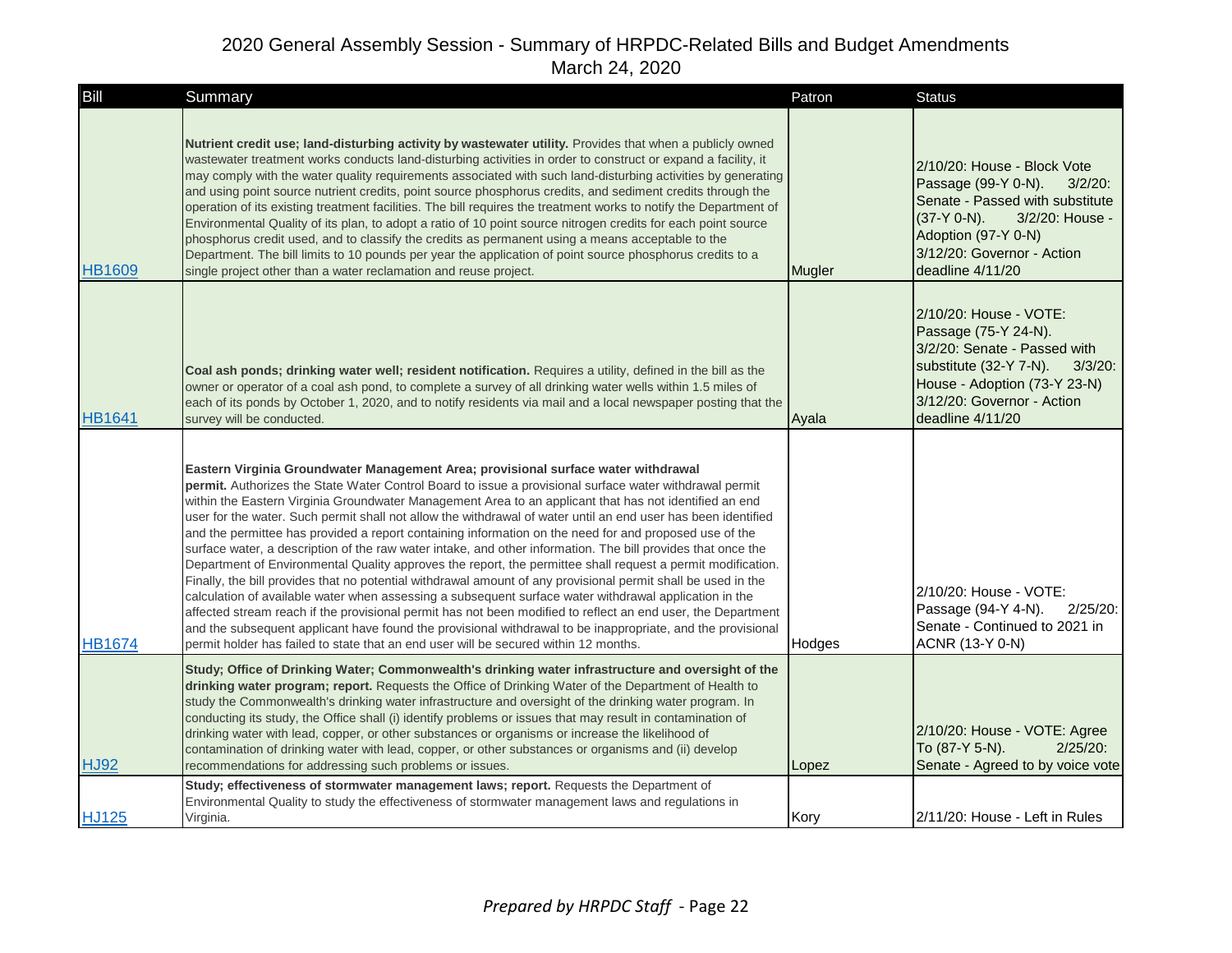# 2020 General Assembly Session - Summary of HRPDC-Related Bills and Budget Amendments
March 24, 2020

| Bill | Summary | Patron | Status |
|---|---|---|---|
| HB1609 | **Nutrient credit use; land-disturbing activity by wastewater utility.** Provides that when a publicly owned wastewater treatment works conducts land-disturbing activities in order to construct or expand a facility, it may comply with the water quality requirements associated with such land-disturbing activities by generating and using point source nutrient credits, point source phosphorus credits, and sediment credits through the operation of its existing treatment facilities. The bill requires the treatment works to notify the Department of Environmental Quality of its plan, to adopt a ratio of 10 point source nitrogen credits for each point source phosphorus credit used, and to classify the credits as permanent using a means acceptable to the Department. The bill limits to 10 pounds per year the application of point source phosphorus credits to a single project other than a water reclamation and reuse project. | Mugler | 2/10/20: House - Block Vote Passage (99-Y 0-N). 3/2/20: Senate - Passed with substitute (37-Y 0-N). 3/2/20: House - Adoption (97-Y 0-N) 3/12/20: Governor - Action deadline 4/11/20 |
| HB1641 | **Coal ash ponds; drinking water well; resident notification.** Requires a utility, defined in the bill as the owner or operator of a coal ash pond, to complete a survey of all drinking water wells within 1.5 miles of each of its ponds by October 1, 2020, and to notify residents via mail and a local newspaper posting that the survey will be conducted. | Ayala | 2/10/20: House - VOTE: Passage (75-Y 24-N). 3/2/20: Senate - Passed with substitute (32-Y 7-N). 3/3/20: House - Adoption (73-Y 23-N) 3/12/20: Governor - Action deadline 4/11/20 |
| HB1674 | **Eastern Virginia Groundwater Management Area; provisional surface water withdrawal permit.** Authorizes the State Water Control Board to issue a provisional surface water withdrawal permit within the Eastern Virginia Groundwater Management Area to an applicant that has not identified an end user for the water. Such permit shall not allow the withdrawal of water until an end user has been identified and the permittee has provided a report containing information on the need for and proposed use of the surface water, a description of the raw water intake, and other information. The bill provides that once the Department of Environmental Quality approves the report, the permittee shall request a permit modification. Finally, the bill provides that no potential withdrawal amount of any provisional permit shall be used in the calculation of available water when assessing a subsequent surface water withdrawal application in the affected stream reach if the provisional permit has not been modified to reflect an end user, the Department and the subsequent applicant have found the provisional withdrawal to be inappropriate, and the provisional permit holder has failed to state that an end user will be secured within 12 months. | Hodges | 2/10/20: House - VOTE: Passage (94-Y 4-N). 2/25/20: Senate - Continued to 2021 in ACNR (13-Y 0-N) |
| HJ92 | **Study; Office of Drinking Water; Commonwealth's drinking water infrastructure and oversight of the drinking water program; report.** Requests the Office of Drinking Water of the Department of Health to study the Commonwealth's drinking water infrastructure and oversight of the drinking water program. In conducting its study, the Office shall (i) identify problems or issues that may result in contamination of drinking water with lead, copper, or other substances or organisms or increase the likelihood of contamination of drinking water with lead, copper, or other substances or organisms and (ii) develop recommendations for addressing such problems or issues. | Lopez | 2/10/20: House - VOTE: Agree To (87-Y 5-N). 2/25/20: Senate - Agreed to by voice vote |
| HJ125 | **Study; effectiveness of stormwater management laws; report.** Requests the Department of Environmental Quality to study the effectiveness of stormwater management laws and regulations in Virginia. | Kory | 2/11/20: House - Left in Rules |

*Prepared by HRPDC Staff*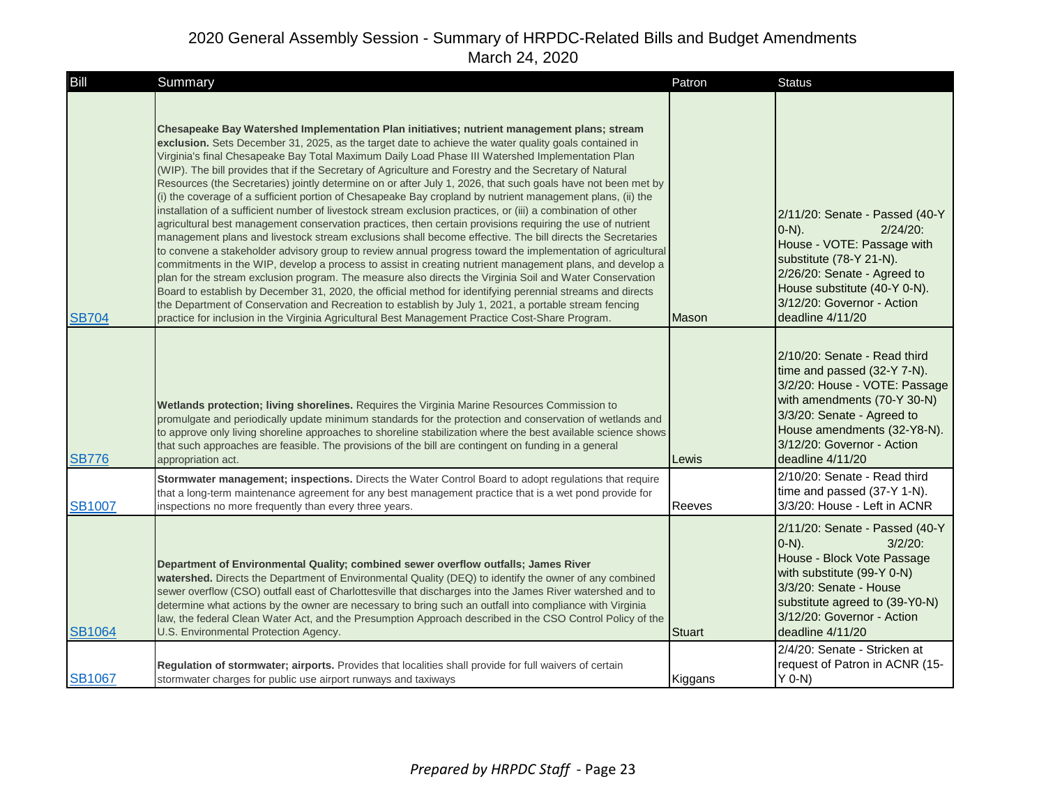# 2020 General Assembly Session - Summary of HRPDC-Related Bills and Budget Amendments

March 24, 2020

| Bill | Summary | Patron | Status |
|---|---|---|---|
| SB704 | **Chesapeake Bay Watershed Implementation Plan initiatives; nutrient management plans; stream exclusion.** Sets December 31, 2025, as the target date to achieve the water quality goals contained in Virginia's final Chesapeake Bay Total Maximum Daily Load Phase III Watershed Implementation Plan (WIP). The bill provides that if the Secretary of Agriculture and Forestry and the Secretary of Natural Resources (the Secretaries) jointly determine on or after July 1, 2026, that such goals have not been met by (i) the coverage of a sufficient portion of Chesapeake Bay cropland by nutrient management plans, (ii) the installation of a sufficient number of livestock stream exclusion practices, or (iii) a combination of other agricultural best management conservation practices, then certain provisions requiring the use of nutrient management plans and livestock stream exclusions shall become effective. The bill directs the Secretaries to convene a stakeholder advisory group to review annual progress toward the implementation of agricultural commitments in the WIP, develop a process to assist in creating nutrient management plans, and develop a plan for the stream exclusion program. The measure also directs the Virginia Soil and Water Conservation Board to establish by December 31, 2020, the official method for identifying perennial streams and directs the Department of Conservation and Recreation to establish by July 1, 2021, a portable stream fencing practice for inclusion in the Virginia Agricultural Best Management Practice Cost-Share Program. | Mason | 2/11/20: Senate - Passed (40-Y 0-N). 2/24/20: House - VOTE: Passage with substitute (78-Y 21-N). 2/26/20: Senate - Agreed to House substitute (40-Y 0-N). 3/12/20: Governor - Action deadline 4/11/20 |
| SB776 | **Wetlands protection; living shorelines.** Requires the Virginia Marine Resources Commission to promulgate and periodically update minimum standards for the protection and conservation of wetlands and to approve only living shoreline approaches to shoreline stabilization where the best available science shows that such approaches are feasible. The provisions of the bill are contingent on funding in a general appropriation act. | Lewis | 2/10/20: Senate - Read third time and passed (32-Y 7-N). 3/2/20: House - VOTE: Passage with amendments (70-Y 30-N) 3/3/20: Senate - Agreed to House amendments (32-Y8-N). 3/12/20: Governor - Action deadline 4/11/20 |
| SB1007 | **Stormwater management; inspections.** Directs the Water Control Board to adopt regulations that require that a long-term maintenance agreement for any best management practice that is a wet pond provide for inspections no more frequently than every three years. | Reeves | 2/10/20: Senate - Read third time and passed (37-Y 1-N). 3/3/20: House - Left in ACNR |
| SB1064 | **Department of Environmental Quality; combined sewer overflow outfalls; James River watershed.** Directs the Department of Environmental Quality (DEQ) to identify the owner of any combined sewer overflow (CSO) outfall east of Charlottesville that discharges into the James River watershed and to determine what actions by the owner are necessary to bring such an outfall into compliance with Virginia law, the federal Clean Water Act, and the Presumption Approach described in the CSO Control Policy of the U.S. Environmental Protection Agency. | Stuart | 2/11/20: Senate - Passed (40-Y 0-N). 3/2/20: House - Block Vote Passage with substitute (99-Y 0-N) 3/3/20: Senate - House substitute agreed to (39-Y0-N) 3/12/20: Governor - Action deadline 4/11/20 |
| SB1067 | **Regulation of stormwater; airports.** Provides that localities shall provide for full waivers of certain stormwater charges for public use airport runways and taxiways | Kiggans | 2/4/20: Senate - Stricken at request of Patron in ACNR (15-Y 0-N) |

*Prepared by HRPDC Staff* - Page 23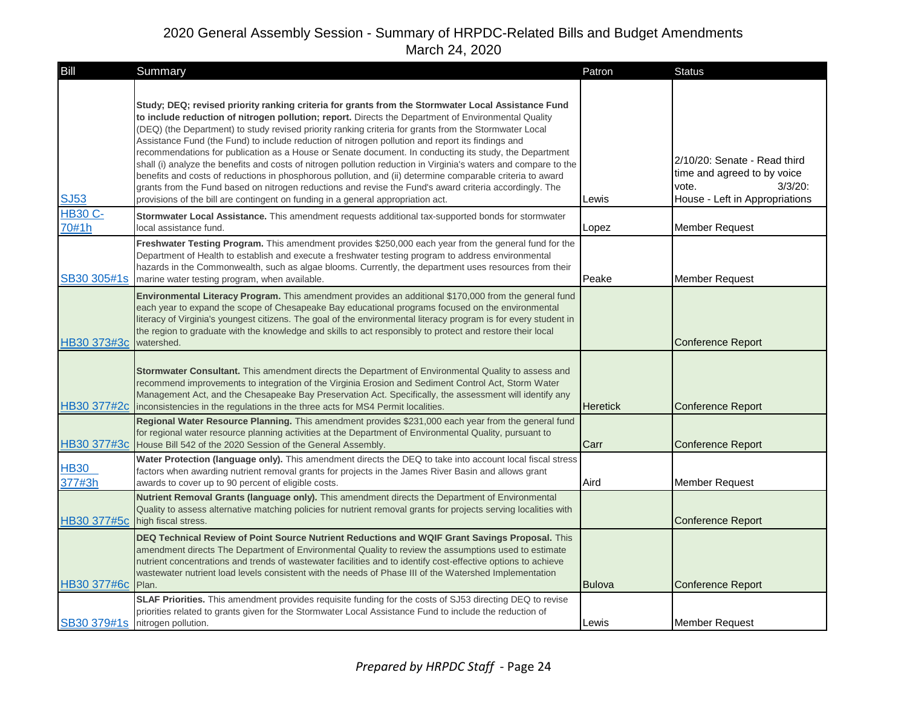# 2020 General Assembly Session - Summary of HRPDC-Related Bills and Budget Amendments

March 24, 2020

| Bill | Summary | Patron | Status |
|---|---|---|---|
| SJ53 | **Study; DEQ; revised priority ranking criteria for grants from the Stormwater Local Assistance Fund to include reduction of nitrogen pollution; report.** Directs the Department of Environmental Quality (DEQ) (the Department) to study revised priority ranking criteria for grants from the Stormwater Local Assistance Fund (the Fund) to include reduction of nitrogen pollution and report its findings and recommendations for publication as a House or Senate document. In conducting its study, the Department shall (i) analyze the benefits and costs of nitrogen pollution reduction in Virginia's waters and compare to the benefits and costs of reductions in phosphorous pollution, and (ii) determine comparable criteria to award grants from the Fund based on nitrogen reductions and revise the Fund's award criteria accordingly. The provisions of the bill are contingent on funding in a general appropriation act. | Lewis | 2/10/20: Senate - Read third time and agreed to by voice vote. 3/3/20: House - Left in Appropriations |
| HB30 C-70#1h | **Stormwater Local Assistance.** This amendment requests additional tax-supported bonds for stormwater local assistance fund. | Lopez | Member Request |
| SB30 305#1s | **Freshwater Testing Program.** This amendment provides $250,000 each year from the general fund for the Department of Health to establish and execute a freshwater testing program to address environmental hazards in the Commonwealth, such as algae blooms. Currently, the department uses resources from their marine water testing program, when available. | Peake | Member Request |
| HB30 373#3c | **Environmental Literacy Program.** This amendment provides an additional $170,000 from the general fund each year to expand the scope of Chesapeake Bay educational programs focused on the environmental literacy of Virginia's youngest citizens. The goal of the environmental literacy program is for every student in the region to graduate with the knowledge and skills to act responsibly to protect and restore their local watershed. | | Conference Report |
| HB30 377#2c | **Stormwater Consultant.** This amendment directs the Department of Environmental Quality to assess and recommend improvements to integration of the Virginia Erosion and Sediment Control Act, Storm Water Management Act, and the Chesapeake Bay Preservation Act. Specifically, the assessment will identify any inconsistencies in the regulations in the three acts for MS4 Permit localities. | Heretick | Conference Report |
| HB30 377#3c | **Regional Water Resource Planning.** This amendment provides $231,000 each year from the general fund for regional water resource planning activities at the Department of Environmental Quality, pursuant to House Bill 542 of the 2020 Session of the General Assembly. | Carr | Conference Report |
| HB30 377#3h | **Water Protection (language only).** This amendment directs the DEQ to take into account local fiscal stress factors when awarding nutrient removal grants for projects in the James River Basin and allows grant awards to cover up to 90 percent of eligible costs. | Aird | Member Request |
| HB30 377#5c | **Nutrient Removal Grants (language only).** This amendment directs the Department of Environmental Quality to assess alternative matching policies for nutrient removal grants for projects serving localities with high fiscal stress. | | Conference Report |
| HB30 377#6c | **DEQ Technical Review of Point Source Nutrient Reductions and WQIF Grant Savings Proposal.** This amendment directs The Department of Environmental Quality to review the assumptions used to estimate nutrient concentrations and trends of wastewater facilities and to identify cost-effective options to achieve wastewater nutrient load levels consistent with the needs of Phase III of the Watershed Implementation Plan. | Bulova | Conference Report |
| SB30 379#1s | **SLAF Priorities.** This amendment provides requisite funding for the costs of SJ53 directing DEQ to revise priorities related to grants given for the Stormwater Local Assistance Fund to include the reduction of nitrogen pollution. | Lewis | Member Request |

*Prepared by HRPDC Staff*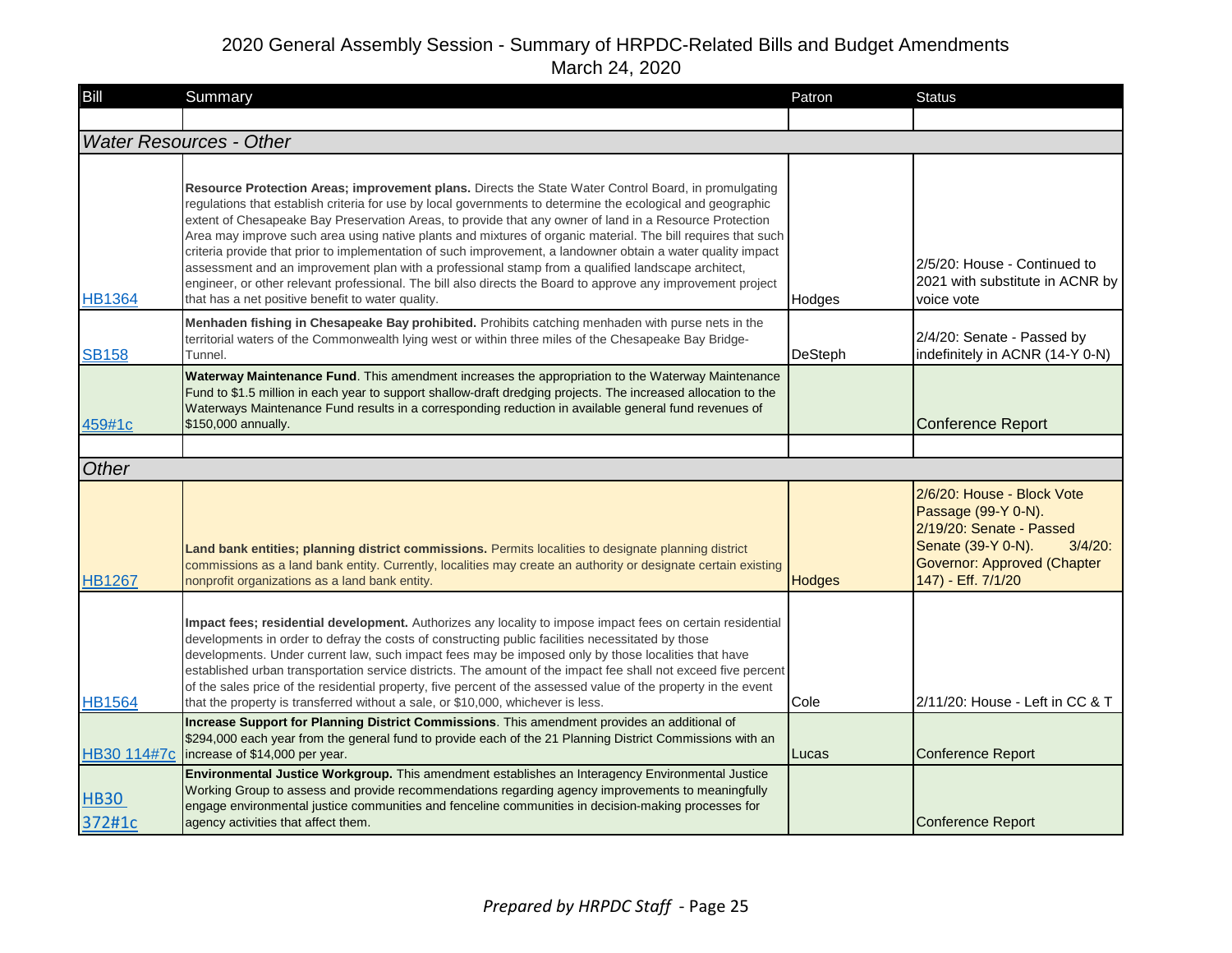# 2020 General Assembly Session - Summary of HRPDC-Related Bills and Budget Amendments

March 24, 2020

| Bill | Summary | Patron | Status |
|---|---|---|---|
| | | | |
| ***Water Resources - Other*** | | | |
| HB1364 | **Resource Protection Areas; improvement plans.** Directs the State Water Control Board, in promulgating regulations that establish criteria for use by local governments to determine the ecological and geographic extent of Chesapeake Bay Preservation Areas, to provide that any owner of land in a Resource Protection Area may improve such area using native plants and mixtures of organic material. The bill requires that such criteria provide that prior to implementation of such improvement, a landowner obtain a water quality impact assessment and an improvement plan with a professional stamp from a qualified landscape architect, engineer, or other relevant professional. The bill also directs the Board to approve any improvement project that has a net positive benefit to water quality. | Hodges | 2/5/20: House - Continued to 2021 with substitute in ACNR by voice vote |
| SB158 | **Menhaden fishing in Chesapeake Bay prohibited.** Prohibits catching menhaden with purse nets in the territorial waters of the Commonwealth lying west or within three miles of the Chesapeake Bay Bridge-Tunnel. | DeSteph | 2/4/20: Senate - Passed by indefinitely in ACNR (14-Y 0-N) |
| 459#1c | **Waterway Maintenance Fund**. This amendment increases the appropriation to the Waterway Maintenance Fund to $1.5 million in each year to support shallow-draft dredging projects. The increased allocation to the Waterways Maintenance Fund results in a corresponding reduction in available general fund revenues of $150,000 annually. | | Conference Report |
| | | | |
| ***Other*** | | | |
| HB1267 | **Land bank entities; planning district commissions.** Permits localities to designate planning district commissions as a land bank entity. Currently, localities may create an authority or designate certain existing nonprofit organizations as a land bank entity. | Hodges | 2/6/20: House - Block Vote Passage (99-Y 0-N). 2/19/20: Senate - Passed Senate (39-Y 0-N). 3/4/20: Governor: Approved (Chapter 147) - Eff. 7/1/20 |
| HB1564 | **Impact fees; residential development.** Authorizes any locality to impose impact fees on certain residential developments in order to defray the costs of constructing public facilities necessitated by those developments. Under current law, such impact fees may be imposed only by those localities that have established urban transportation service districts. The amount of the impact fee shall not exceed five percent of the sales price of the residential property, five percent of the assessed value of the property in the event that the property is transferred without a sale, or $10,000, whichever is less. | Cole | 2/11/20: House - Left in CC & T |
| HB30 114#7c | **Increase Support for Planning District Commissions**. This amendment provides an additional of $294,000 each year from the general fund to provide each of the 21 Planning District Commissions with an increase of $14,000 per year. | Lucas | Conference Report |
| HB30 372#1c | **Environmental Justice Workgroup.** This amendment establishes an Interagency Environmental Justice Working Group to assess and provide recommendations regarding agency improvements to meaningfully engage environmental justice communities and fenceline communities in decision-making processes for agency activities that affect them. | | Conference Report |

*Prepared by HRPDC Staff* - Page 25